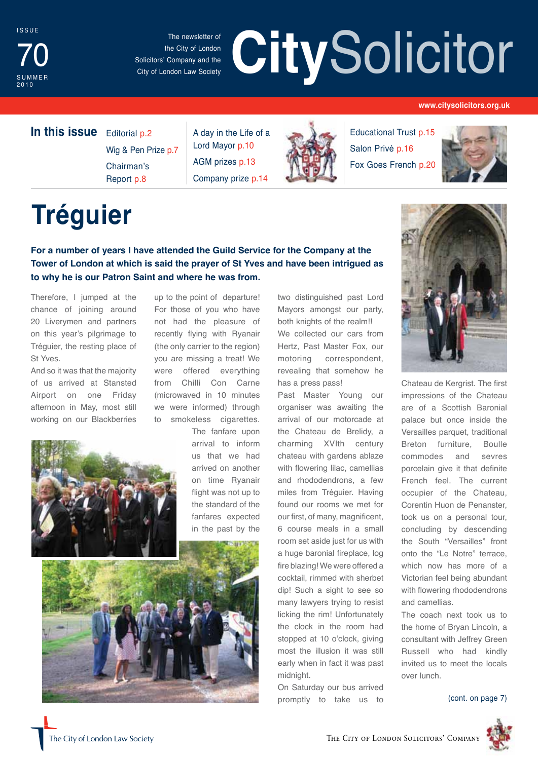ISSUE 70 SUMMER 2010

The newsletter of the City of London Solicitors' Company and the City of London Law Society

# CitySolicitor

www.citysolicitors.org.uk

## In this issue

- Editorial p.2
- Wig & Pen Prize p.7
- Chairman's Report p.8
- A day in the Life of a Lord Mayor p.10
- AGM prizes p.13
- Company prize p.14
- Educational Trust p.15
- Salon Privé p.16
- Fox Goes French p.20

# Tréguier

**For a number of years I have attended the Guild Service for the Company at the Tower of London at which is said the prayer of St Yves and have been intrigued as to why he is our Patron Saint and where he was from.**

Therefore, I jumped at the chance of joining around 20 Liverymen and partners on this year's pilgrimage to Tréguier, the resting place of St Yves.

And so it was that the majority of us arrived at Stansted Airport on one Friday afternoon in May, most still working on our Blackberries up to the point of departure! For those of you who have not had the pleasure of recently flying with Ryanair (the only carrier to the region) you are missing a treat! We were offered everything from Chilli Con Carne (microwaved in 10 minutes we were informed) through to smokeless cigarettes. The fanfare upon arrival to inform us that we had arrived on another on time Ryanair flight was not up to the standard of the fanfares expected in the past by the two distinguished past Lord Mayors amongst our party, both knights of the realm!!

We collected our cars from Hertz, Past Master Fox, our motoring correspondent, revealing that somehow he has a press pass!

Past Master Young our organiser was awaiting the arrival of our motorcade at the Chateau de Brelidy, a charming XVIth century chateau with gardens ablaze with flowering lilac, camellias and rhododendrons, a few miles from Tréguier. Having found our rooms we met for our first, of many, magnificent, 6 course meals in a small room set aside just for us with a huge baronial fireplace, log fire blazing! We were offered a cocktail, rimmed with sherbet dip! Such a sight to see so many lawyers trying to resist licking the rim! Unfortunately the clock in the room had stopped at 10 o'clock, giving most the illusion it was still early when in fact it was past midnight.

On Saturday our bus arrived promptly to take us to

Chateau de Kergrist. The first impressions of the Chateau are of a Scottish Baronial palace but once inside the Versailles parquet, traditional Breton furniture, Boulle commodes and sevres porcelain give it that definite French feel. The current occupier of the Chateau, Corentin Huon de Penanster, took us on a personal tour, concluding by descending the South "Versailles" front onto the "Le Notre" terrace, which now has more of a Victorian feel being abundant with flowering rhododendrons and camellias.

The coach next took us to the home of Bryan Lincoln, a consultant with Jeffrey Green Russell who had kindly invited us to meet the locals over lunch.

(cont. on page 7)

The City of London Law Society

The City of London Solicitors' Company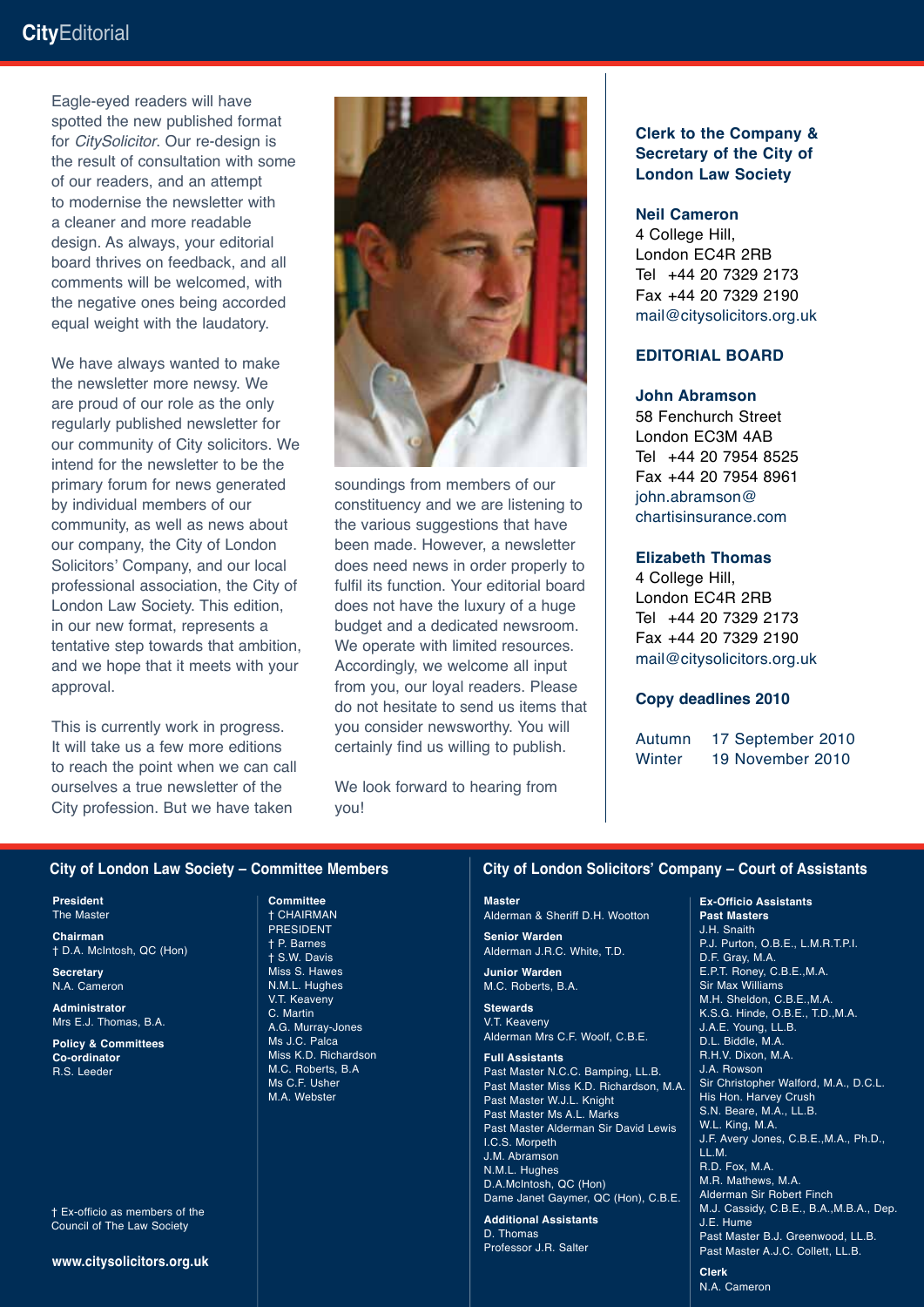# City Editorial

Eagle-eyed readers will have spotted the new published format for *CitySolicitor*. Our re-design is the result of consultation with some of our readers, and an attempt to modernise the newsletter with a cleaner and more readable design. As always, your editorial board thrives on feedback, and all comments will be welcomed, with the negative ones being accorded equal weight with the laudatory.

We have always wanted to make the newsletter more newsy. We are proud of our role as the only regularly published newsletter for our community of City solicitors. We intend for the newsletter to be the primary forum for news generated by individual members of our community, as well as news about our company, the City of London Solicitors' Company, and our local professional association, the City of London Law Society. This edition, in our new format, represents a tentative step towards that ambition, and we hope that it meets with your approval.

This is currently work in progress. It will take us a few more editions to reach the point when we can call ourselves a true newsletter of the City profession. But we have taken soundings from members of our constituency and we are listening to the various suggestions that have been made. However, a newsletter does need news in order properly to fulfil its function. Your editorial board does not have the luxury of a huge budget and a dedicated newsroom. We operate with limited resources. Accordingly, we welcome all input from you, our loyal readers. Please do not hesitate to send us items that you consider newsworthy. You will certainly find us willing to publish.

We look forward to hearing from you!

**Clerk to the Company & Secretary of the City of London Law Society**

**Neil Cameron**
4 College Hill,
London EC4R 2RB
Tel +44 20 7329 2173
Fax +44 20 7329 2190
mail@citysolicitors.org.uk

**EDITORIAL BOARD**

**John Abramson**
58 Fenchurch Street
London EC3M 4AB
Tel +44 20 7954 8525
Fax +44 20 7954 8961
john.abramson@chartisinsurance.com

**Elizabeth Thomas**
4 College Hill,
London EC4R 2RB
Tel +44 20 7329 2173
Fax +44 20 7329 2190
mail@citysolicitors.org.uk

**Copy deadlines 2010**

| | |
|---|---|
| Autumn | 17 September 2010 |
| Winter | 19 November 2010 |

## City of London Law Society – Committee Members

**President**
The Master

**Chairman**
† D.A. McIntosh, QC (Hon)

**Secretary**
N.A. Cameron

**Administrator**
Mrs E.J. Thomas, B.A.

**Policy & Committees Co-ordinator**
R.S. Leeder

**Committee**
† CHAIRMAN
PRESIDENT
† P. Barnes
† S.W. Davis
Miss S. Hawes
N.M.L. Hughes
V.T. Keaveny
C. Martin
A.G. Murray-Jones
Ms J.C. Palca
Miss K.D. Richardson
M.C. Roberts, B.A
Ms C.F. Usher
M.A. Webster

† Ex-officio as members of the Council of The Law Society

www.citysolicitors.org.uk

## City of London Solicitors' Company – Court of Assistants

**Master**
Alderman & Sheriff D.H. Wootton

**Senior Warden**
Alderman J.R.C. White, T.D.

**Junior Warden**
M.C. Roberts, B.A.

**Stewards**
V.T. Keaveny
Alderman Mrs C.F. Woolf, C.B.E.

**Full Assistants**
Past Master N.C.C. Bamping, LL.B.
Past Master Miss K.D. Richardson, M.A.
Past Master W.J.L. Knight
Past Master Ms A.L. Marks
Past Master Alderman Sir David Lewis
I.C.S. Morpeth
J.M. Abramson
N.M.L. Hughes
D.A.McIntosh, QC (Hon)
Dame Janet Gaymer, QC (Hon), C.B.E.

**Additional Assistants**
D. Thomas
Professor J.R. Salter

**Ex-Officio Assistants**
**Past Masters**
J.H. Snaith
P.J. Purton, O.B.E., L.M.R.T.P.I.
D.F. Gray, M.A.
E.P.T. Roney, C.B.E.,M.A.
Sir Max Williams
M.H. Sheldon, C.B.E.,M.A.
K.S.G. Hinde, O.B.E., T.D.,M.A.
J.A.E. Young, LL.B.
D.L. Biddle, M.A.
R.H.V. Dixon, M.A.
J.A. Rowson
Sir Christopher Walford, M.A., D.C.L.
His Hon. Harvey Crush
S.N. Beare, M.A., LL.B.
W.L. King, M.A.
J.F. Avery Jones, C.B.E.,M.A., Ph.D., LL.M.
R.D. Fox, M.A.
M.R. Mathews, M.A.
Alderman Sir Robert Finch
M.J. Cassidy, C.B.E., B.A.,M.B.A., Dep.
J.E. Hume
Past Master B.J. Greenwood, LL.B.
Past Master A.J.C. Collett, LL.B.

**Clerk**
N.A. Cameron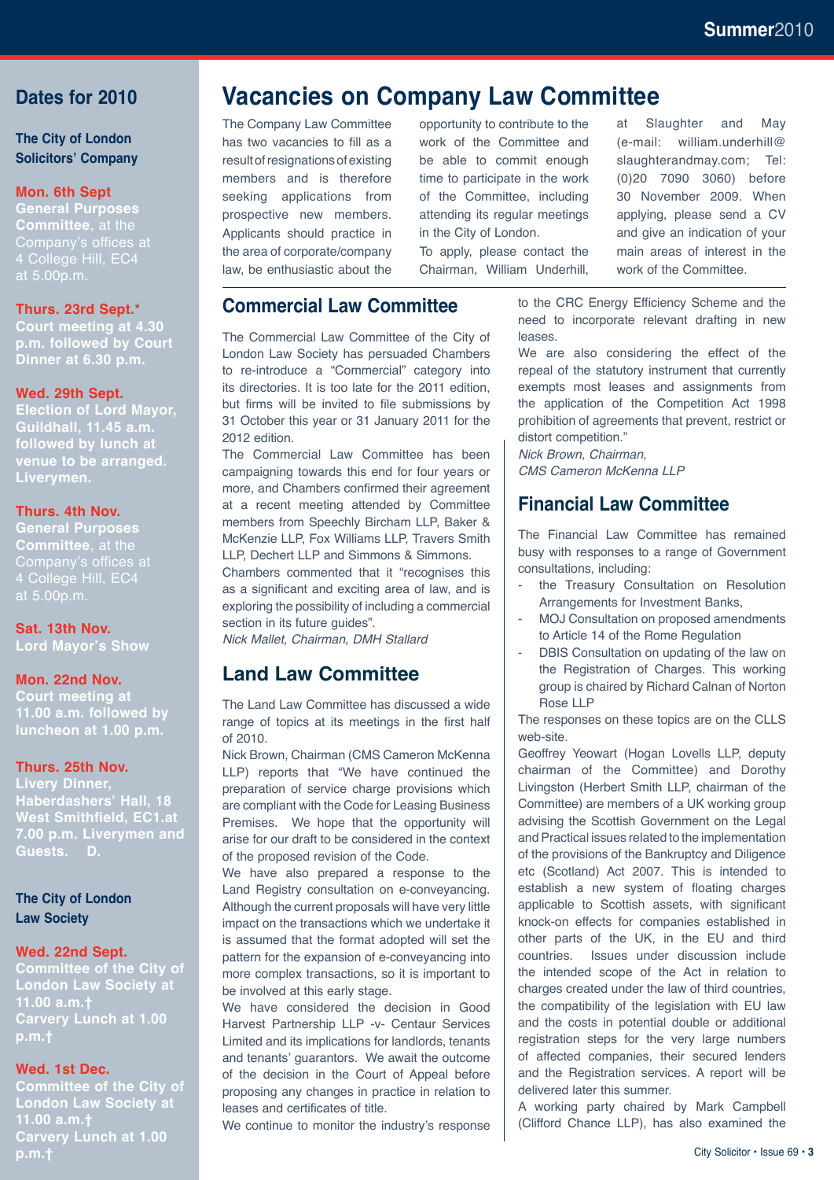## Dates for 2010

**The City of London Solicitors' Company**

**Mon. 6th Sept**
**General Purposes Committee**, at the Company's offices at 4 College Hill, EC4 at 5.00p.m.

**Thurs. 23rd Sept.***
**Court meeting at 4.30 p.m. followed by Court Dinner at 6.30 p.m.**

**Wed. 29th Sept.**
**Election of Lord Mayor, Guildhall, 11.45 a.m. followed by lunch at venue to be arranged. Liverymen.**

**Thurs. 4th Nov.**
**General Purposes Committee**, at the Company's offices at 4 College Hill, EC4 at 5.00p.m.

**Sat. 13th Nov.**
**Lord Mayor's Show**

**Mon. 22nd Nov.**
**Court meeting at 11.00 a.m. followed by luncheon at 1.00 p.m.**

**Thurs. 25th Nov.**
**Livery Dinner, Haberdashers' Hall, 18 West Smithfield, EC1.at 7.00 p.m. Liverymen and Guests. D.**

**The City of London Law Society**

**Wed. 22nd Sept.**
**Committee of the City of London Law Society at 11.00 a.m.†**
**Carvery Lunch at 1.00 p.m.†**

**Wed. 1st Dec.**
**Committee of the City of London Law Society at 11.00 a.m.†**
**Carvery Lunch at 1.00 p.m.†**

# Vacancies on Company Law Committee

The Company Law Committee has two vacancies to fill as a result of resignations of existing members and is therefore seeking applications from prospective new members. Applicants should practice in the area of corporate/company law, be enthusiastic about the opportunity to contribute to the work of the Committee and be able to commit enough time to participate in the work of the Committee, including attending its regular meetings in the City of London.

To apply, please contact the Chairman, William Underhill, at Slaughter and May (e-mail: william.underhill@slaughterandmay.com; Tel: (0)20 7090 3060) before 30 November 2009. When applying, please send a CV and give an indication of your main areas of interest in the work of the Committee.

## Commercial Law Committee

The Commercial Law Committee of the City of London Law Society has persuaded Chambers to re-introduce a "Commercial" category into its directories. It is too late for the 2011 edition, but firms will be invited to file submissions by 31 October this year or 31 January 2011 for the 2012 edition.

The Commercial Law Committee has been campaigning towards this end for four years or more, and Chambers confirmed their agreement at a recent meeting attended by Committee members from Speechly Bircham LLP, Baker & McKenzie LLP, Fox Williams LLP, Travers Smith LLP, Dechert LLP and Simmons & Simmons.

Chambers commented that it "recognises this as a significant and exciting area of law, and is exploring the possibility of including a commercial section in its future guides".

*Nick Mallet, Chairman, DMH Stallard*

## Land Law Committee

The Land Law Committee has discussed a wide range of topics at its meetings in the first half of 2010.

Nick Brown, Chairman (CMS Cameron McKenna LLP) reports that "We have continued the preparation of service charge provisions which are compliant with the Code for Leasing Business Premises. We hope that the opportunity will arise for our draft to be considered in the context of the proposed revision of the Code.

We have also prepared a response to the Land Registry consultation on e-conveyancing. Although the current proposals will have very little impact on the transactions which we undertake it is assumed that the format adopted will set the pattern for the expansion of e-conveyancing into more complex transactions, so it is important to be involved at this early stage.

We have considered the decision in Good Harvest Partnership LLP -v- Centaur Services Limited and its implications for landlords, tenants and tenants' guarantors. We await the outcome of the decision in the Court of Appeal before proposing any changes in practice in relation to leases and certificates of title.

We continue to monitor the industry's response to the CRC Energy Efficiency Scheme and the need to incorporate relevant drafting in new leases.

We are also considering the effect of the repeal of the statutory instrument that currently exempts most leases and assignments from the application of the Competition Act 1998 prohibition of agreements that prevent, restrict or distort competition."

*Nick Brown, Chairman,*
*CMS Cameron McKenna LLP*

## Financial Law Committee

The Financial Law Committee has remained busy with responses to a range of Government consultations, including:

- the Treasury Consultation on Resolution Arrangements for Investment Banks,
- MOJ Consultation on proposed amendments to Article 14 of the Rome Regulation
- DBIS Consultation on updating of the law on the Registration of Charges. This working group is chaired by Richard Calnan of Norton Rose LLP

The responses on these topics are on the CLLS web-site.

Geoffrey Yeowart (Hogan Lovells LLP, deputy chairman of the Committee) and Dorothy Livingston (Herbert Smith LLP, chairman of the Committee) are members of a UK working group advising the Scottish Government on the Legal and Practical issues related to the implementation of the provisions of the Bankruptcy and Diligence etc (Scotland) Act 2007. This is intended to establish a new system of floating charges applicable to Scottish assets, with significant knock-on effects for companies established in other parts of the UK, in the EU and third countries. Issues under discussion include the intended scope of the Act in relation to charges created under the law of third countries, the compatibility of the legislation with EU law and the costs in potential double or additional registration steps for the very large numbers of affected companies, their secured lenders and the Registration services. A report will be delivered later this summer.

A working party chaired by Mark Campbell (Clifford Chance LLP), has also examined the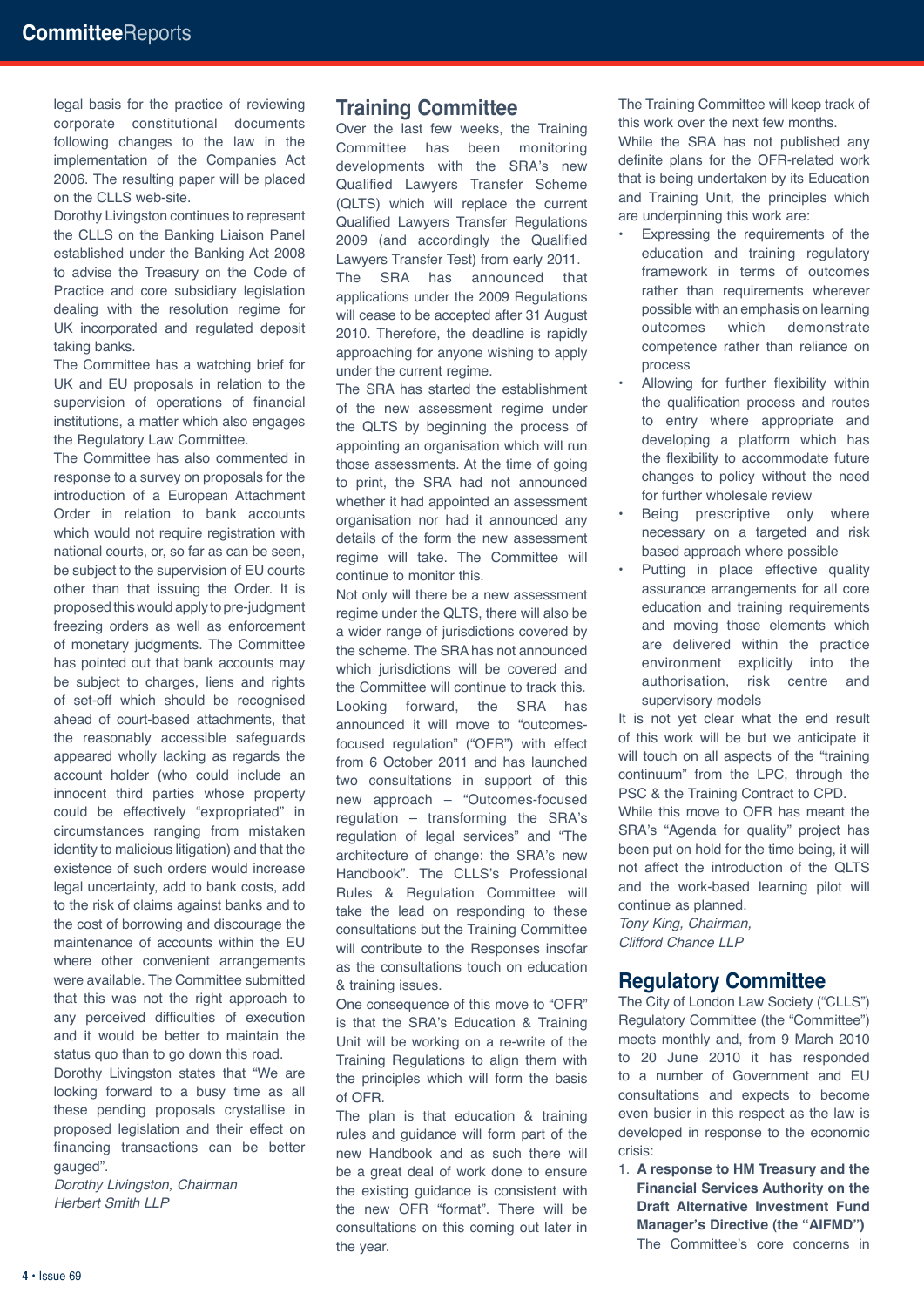legal basis for the practice of reviewing corporate constitutional documents following changes to the law in the implementation of the Companies Act 2006. The resulting paper will be placed on the CLLS web-site.

Dorothy Livingston continues to represent the CLLS on the Banking Liaison Panel established under the Banking Act 2008 to advise the Treasury on the Code of Practice and core subsidiary legislation dealing with the resolution regime for UK incorporated and regulated deposit taking banks.

The Committee has a watching brief for UK and EU proposals in relation to the supervision of operations of financial institutions, a matter which also engages the Regulatory Law Committee.

The Committee has also commented in response to a survey on proposals for the introduction of a European Attachment Order in relation to bank accounts which would not require registration with national courts, or, so far as can be seen, be subject to the supervision of EU courts other than that issuing the Order. It is proposed this would apply to pre-judgment freezing orders as well as enforcement of monetary judgments. The Committee has pointed out that bank accounts may be subject to charges, liens and rights of set-off which should be recognised ahead of court-based attachments, that the reasonably accessible safeguards appeared wholly lacking as regards the account holder (who could include an innocent third parties whose property could be effectively "expropriated" in circumstances ranging from mistaken identity to malicious litigation) and that the existence of such orders would increase legal uncertainty, add to bank costs, add to the risk of claims against banks and to the cost of borrowing and discourage the maintenance of accounts within the EU where other convenient arrangements were available. The Committee submitted that this was not the right approach to any perceived difficulties of execution and it would be better to maintain the status quo than to go down this road.

Dorothy Livingston states that "We are looking forward to a busy time as all these pending proposals crystallise in proposed legislation and their effect on financing transactions can be better gauged".

*Dorothy Livingston, Chairman*
*Herbert Smith LLP*

## Training Committee

Over the last few weeks, the Training Committee has been monitoring developments with the SRA's new Qualified Lawyers Transfer Scheme (QLTS) which will replace the current Qualified Lawyers Transfer Regulations 2009 (and accordingly the Qualified Lawyers Transfer Test) from early 2011.

The SRA has announced that applications under the 2009 Regulations will cease to be accepted after 31 August 2010. Therefore, the deadline is rapidly approaching for anyone wishing to apply under the current regime.

The SRA has started the establishment of the new assessment regime under the QLTS by beginning the process of appointing an organisation which will run those assessments. At the time of going to print, the SRA had not announced whether it had appointed an assessment organisation nor had it announced any details of the form the new assessment regime will take. The Committee will continue to monitor this.

Not only will there be a new assessment regime under the QLTS, there will also be a wider range of jurisdictions covered by the scheme. The SRA has not announced which jurisdictions will be covered and the Committee will continue to track this.

Looking forward, the SRA has announced it will move to "outcomes-focused regulation" ("OFR") with effect from 6 October 2011 and has launched two consultations in support of this new approach – "Outcomes-focused regulation – transforming the SRA's regulation of legal services" and "The architecture of change: the SRA's new Handbook". The CLLS's Professional Rules & Regulation Committee will take the lead on responding to these consultations but the Training Committee will contribute to the Responses insofar as the consultations touch on education & training issues.

One consequence of this move to "OFR" is that the SRA's Education & Training Unit will be working on a re-write of the Training Regulations to align them with the principles which will form the basis of OFR.

The plan is that education & training rules and guidance will form part of the new Handbook and as such there will be a great deal of work done to ensure the existing guidance is consistent with the new OFR "format". There will be consultations on this coming out later in the year.

The Training Committee will keep track of this work over the next few months.

While the SRA has not published any definite plans for the OFR-related work that is being undertaken by its Education and Training Unit, the principles which are underpinning this work are:

- Expressing the requirements of the education and training regulatory framework in terms of outcomes rather than requirements wherever possible with an emphasis on learning outcomes which demonstrate competence rather than reliance on process
- Allowing for further flexibility within the qualification process and routes to entry where appropriate and developing a platform which has the flexibility to accommodate future changes to policy without the need for further wholesale review
- Being prescriptive only where necessary on a targeted and risk based approach where possible
- Putting in place effective quality assurance arrangements for all core education and training requirements and moving those elements which are delivered within the practice environment explicitly into the authorisation, risk centre and supervisory models

It is not yet clear what the end result of this work will be but we anticipate it will touch on all aspects of the "training continuum" from the LPC, through the PSC & the Training Contract to CPD.

While this move to OFR has meant the SRA's "Agenda for quality" project has been put on hold for the time being, it will not affect the introduction of the QLTS and the work-based learning pilot will continue as planned.

*Tony King, Chairman,*
*Clifford Chance LLP*

## Regulatory Committee

The City of London Law Society ("CLLS") Regulatory Committee (the "Committee") meets monthly and, from 9 March 2010 to 20 June 2010 it has responded to a number of Government and EU consultations and expects to become even busier in this respect as the law is developed in response to the economic crisis:

1. **A response to HM Treasury and the Financial Services Authority on the Draft Alternative Investment Fund Manager's Directive (the "AIFMD")**
   The Committee's core concerns in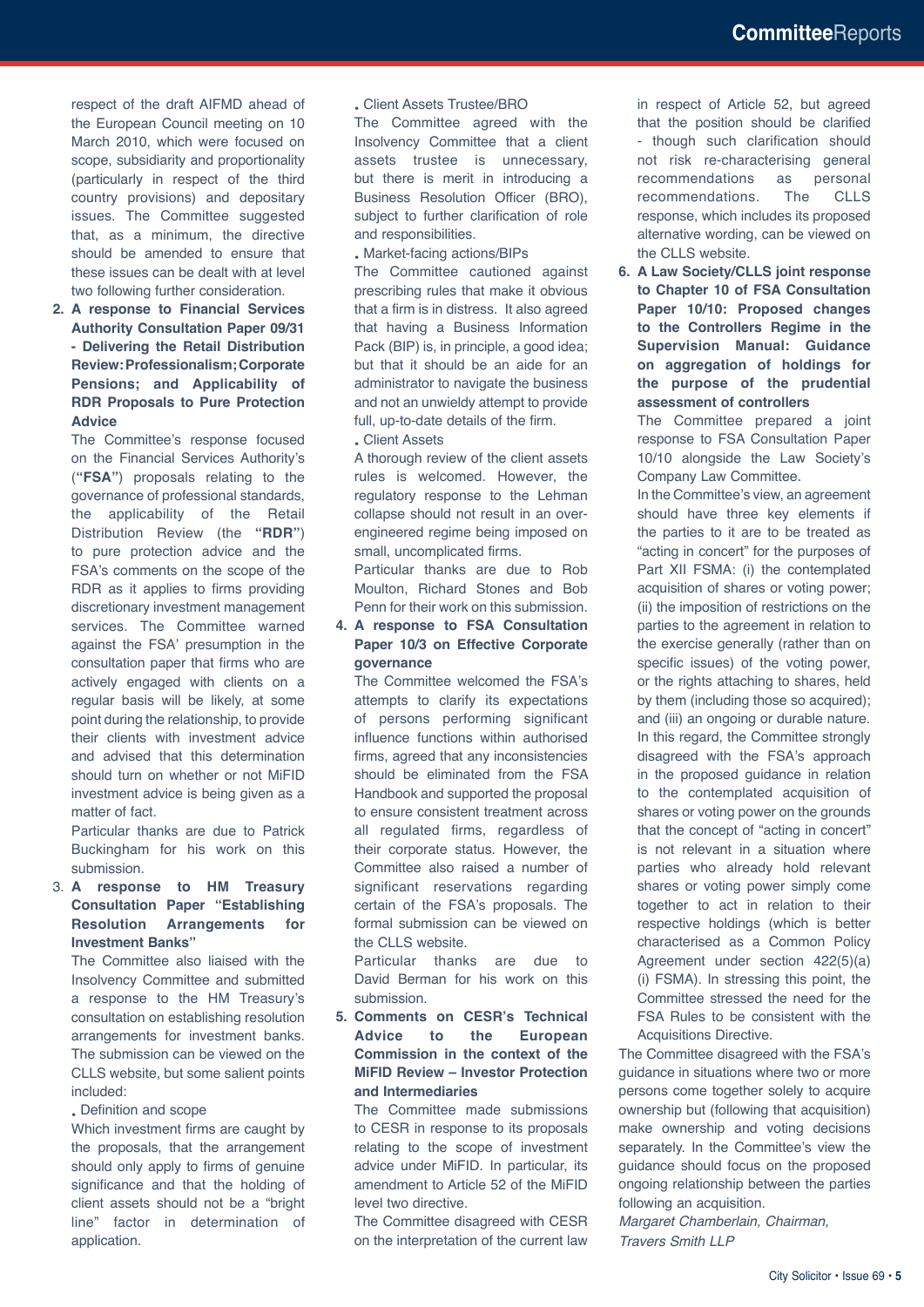respect of the draft AIFMD ahead of the European Council meeting on 10 March 2010, which were focused on scope, subsidiarity and proportionality (particularly in respect of the third country provisions) and depositary issues. The Committee suggested that, as a minimum, the directive should be amended to ensure that these issues can be dealt with at level two following further consideration.

2. **A response to Financial Services Authority Consultation Paper 09/31 - Delivering the Retail Distribution Review: Professionalism; Corporate Pensions; and Applicability of RDR Proposals to Pure Protection Advice**

   The Committee's response focused on the Financial Services Authority's (**"FSA"**) proposals relating to the governance of professional standards, the applicability of the Retail Distribution Review (the **"RDR"**) to pure protection advice and the FSA's comments on the scope of the RDR as it applies to firms providing discretionary investment management services. The Committee warned against the FSA' presumption in the consultation paper that firms who are actively engaged with clients on a regular basis will be likely, at some point during the relationship, to provide their clients with investment advice and advised that this determination should turn on whether or not MiFID investment advice is being given as a matter of fact.

   Particular thanks are due to Patrick Buckingham for his work on this submission.

3. **A response to HM Treasury Consultation Paper "Establishing Resolution Arrangements for Investment Banks"**

   The Committee also liaised with the Insolvency Committee and submitted a response to the HM Treasury's consultation on establishing resolution arrangements for investment banks. The submission can be viewed on the CLLS website, but some salient points included:

   - Definition and scope

   Which investment firms are caught by the proposals, that the arrangement should only apply to firms of genuine significance and that the holding of client assets should not be a "bright line" factor in determination of application.

   - Client Assets Trustee/BRO

   The Committee agreed with the Insolvency Committee that a client assets trustee is unnecessary, but there is merit in introducing a Business Resolution Officer (BRO), subject to further clarification of role and responsibilities.

   - Market-facing actions/BIPs

   The Committee cautioned against prescribing rules that make it obvious that a firm is in distress. It also agreed that having a Business Information Pack (BIP) is, in principle, a good idea; but that it should be an aide for an administrator to navigate the business and not an unwieldy attempt to provide full, up-to-date details of the firm.

   - Client Assets

   A thorough review of the client assets rules is welcomed. However, the regulatory response to the Lehman collapse should not result in an over-engineered regime being imposed on small, uncomplicated firms.

   Particular thanks are due to Rob Moulton, Richard Stones and Bob Penn for their work on this submission.

4. **A response to FSA Consultation Paper 10/3 on Effective Corporate governance**

   The Committee welcomed the FSA's attempts to clarify its expectations of persons performing significant influence functions within authorised firms, agreed that any inconsistencies should be eliminated from the FSA Handbook and supported the proposal to ensure consistent treatment across all regulated firms, regardless of their corporate status. However, the Committee also raised a number of significant reservations regarding certain of the FSA's proposals. The formal submission can be viewed on the CLLS website.

   Particular thanks are due to David Berman for his work on this submission.

5. **Comments on CESR's Technical Advice to the European Commission in the context of the MiFID Review – Investor Protection and Intermediaries**

   The Committee made submissions to CESR in response to its proposals relating to the scope of investment advice under MiFID. In particular, its amendment to Article 52 of the MiFID level two directive.

   The Committee disagreed with CESR on the interpretation of the current law in respect of Article 52, but agreed that the position should be clarified - though such clarification should not risk re-characterising general recommendations as personal recommendations. The CLLS response, which includes its proposed alternative wording, can be viewed on the CLLS website.

6. **A Law Society/CLLS joint response to Chapter 10 of FSA Consultation Paper 10/10: Proposed changes to the Controllers Regime in the Supervision Manual: Guidance on aggregation of holdings for the purpose of the prudential assessment of controllers**

   The Committee prepared a joint response to FSA Consultation Paper 10/10 alongside the Law Society's Company Law Committee.

   In the Committee's view, an agreement should have three key elements if the parties to it are to be treated as "acting in concert" for the purposes of Part XII FSMA: (i) the contemplated acquisition of shares or voting power; (ii) the imposition of restrictions on the parties to the agreement in relation to the exercise generally (rather than on specific issues) of the voting power, or the rights attaching to shares, held by them (including those so acquired); and (iii) an ongoing or durable nature. In this regard, the Committee strongly disagreed with the FSA's approach in the proposed guidance in relation to the contemplated acquisition of shares or voting power on the grounds that the concept of "acting in concert" is not relevant in a situation where parties who already hold relevant shares or voting power simply come together to act in relation to their respective holdings (which is better characterised as a Common Policy Agreement under section 422(5)(a)(i) FSMA). In stressing this point, the Committee stressed the need for the FSA Rules to be consistent with the Acquisitions Directive.

The Committee disagreed with the FSA's guidance in situations where two or more persons come together solely to acquire ownership but (following that acquisition) make ownership and voting decisions separately. In the Committee's view the guidance should focus on the proposed ongoing relationship between the parties following an acquisition.

*Margaret Chamberlain, Chairman, Travers Smith LLP*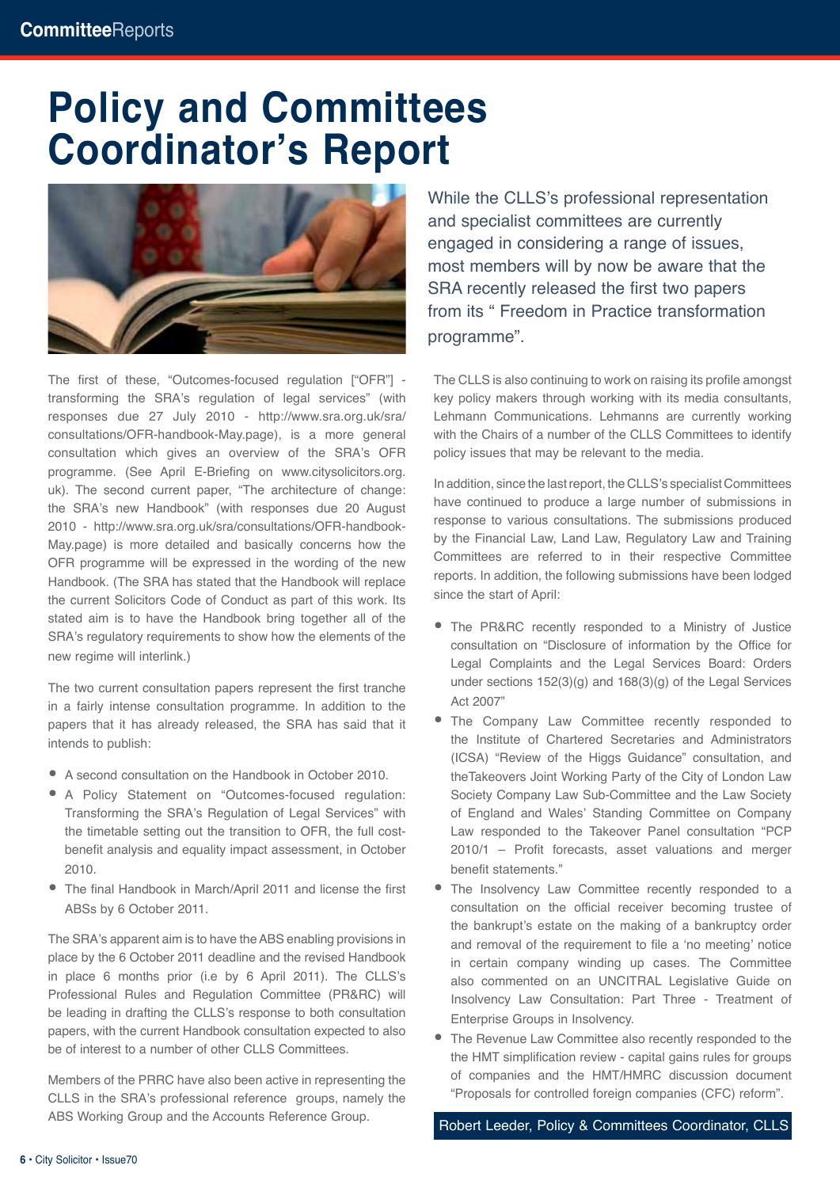# Policy and Committees Coordinator's Report

While the CLLS's professional representation and specialist committees are currently engaged in considering a range of issues, most members will by now be aware that the SRA recently released the first two papers from its " Freedom in Practice transformation programme".

The first of these, "Outcomes-focused regulation ["OFR"] - transforming the SRA's regulation of legal services" (with responses due 27 July 2010 - http://www.sra.org.uk/sra/consultations/OFR-handbook-May.page), is a more general consultation which gives an overview of the SRA's OFR programme. (See April E-Briefing on www.citysolicitors.org.uk). The second current paper, "The architecture of change: the SRA's new Handbook" (with responses due 20 August 2010 - http://www.sra.org.uk/sra/consultations/OFR-handbook-May.page) is more detailed and basically concerns how the OFR programme will be expressed in the wording of the new Handbook. (The SRA has stated that the Handbook will replace the current Solicitors Code of Conduct as part of this work. Its stated aim is to have the Handbook bring together all of the SRA's regulatory requirements to show how the elements of the new regime will interlink.)

The two current consultation papers represent the first tranche in a fairly intense consultation programme. In addition to the papers that it has already released, the SRA has said that it intends to publish:

- A second consultation on the Handbook in October 2010.
- A Policy Statement on "Outcomes-focused regulation: Transforming the SRA's Regulation of Legal Services" with the timetable setting out the transition to OFR, the full cost-benefit analysis and equality impact assessment, in October 2010.
- The final Handbook in March/April 2011 and license the first ABSs by 6 October 2011.

The SRA's apparent aim is to have the ABS enabling provisions in place by the 6 October 2011 deadline and the revised Handbook in place 6 months prior (i.e by 6 April 2011). The CLLS's Professional Rules and Regulation Committee (PR&RC) will be leading in drafting the CLLS's response to both consultation papers, with the current Handbook consultation expected to also be of interest to a number of other CLLS Committees.

Members of the PRRC have also been active in representing the CLLS in the SRA's professional reference groups, namely the ABS Working Group and the Accounts Reference Group.

The CLLS is also continuing to work on raising its profile amongst key policy makers through working with its media consultants, Lehmann Communications. Lehmanns are currently working with the Chairs of a number of the CLLS Committees to identify policy issues that may be relevant to the media.

In addition, since the last report, the CLLS's specialist Committees have continued to produce a large number of submissions in response to various consultations. The submissions produced by the Financial Law, Land Law, Regulatory Law and Training Committees are referred to in their respective Committee reports. In addition, the following submissions have been lodged since the start of April:

- The PR&RC recently responded to a Ministry of Justice consultation on "Disclosure of information by the Office for Legal Complaints and the Legal Services Board: Orders under sections 152(3)(g) and 168(3)(g) of the Legal Services Act 2007"
- The Company Law Committee recently responded to the Institute of Chartered Secretaries and Administrators (ICSA) "Review of the Higgs Guidance" consultation, and theTakeovers Joint Working Party of the City of London Law Society Company Law Sub-Committee and the Law Society of England and Wales' Standing Committee on Company Law responded to the Takeover Panel consultation "PCP 2010/1 – Profit forecasts, asset valuations and merger benefit statements."
- The Insolvency Law Committee recently responded to a consultation on the official receiver becoming trustee of the bankrupt's estate on the making of a bankruptcy order and removal of the requirement to file a 'no meeting' notice in certain company winding up cases. The Committee also commented on an UNCITRAL Legislative Guide on Insolvency Law Consultation: Part Three - Treatment of Enterprise Groups in Insolvency.
- The Revenue Law Committee also recently responded to the the HMT simplification review - capital gains rules for groups of companies and the HMT/HMRC discussion document "Proposals for controlled foreign companies (CFC) reform".

Robert Leeder, Policy & Committees Coordinator, CLLS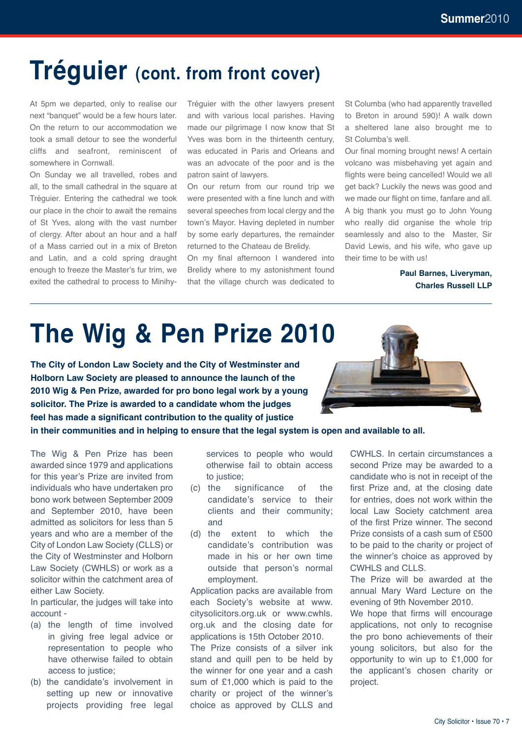# Tréguier (cont. from front cover)

At 5pm we departed, only to realise our next "banquet" would be a few hours later. On the return to our accommodation we took a small detour to see the wonderful cliffs and seafront, reminiscent of somewhere in Cornwall.

On Sunday we all travelled, robes and all, to the small cathedral in the square at Tréguier. Entering the cathedral we took our place in the choir to await the remains of St Yves, along with the vast number of clergy. After about an hour and a half of a Mass carried out in a mix of Breton and Latin, and a cold spring draught enough to freeze the Master's fur trim, we exited the cathedral to process to Minihy-Tréguier with the other lawyers present and with various local parishes. Having made our pilgrimage I now know that St Yves was born in the thirteenth century, was educated in Paris and Orleans and was an advocate of the poor and is the patron saint of lawyers.

On our return from our round trip we were presented with a fine lunch and with several speeches from local clergy and the town's Mayor. Having depleted in number by some early departures, the remainder returned to the Chateau de Brelidy.

On my final afternoon I wandered into Brelidy where to my astonishment found that the village church was dedicated to St Columba (who had apparently travelled to Breton in around 590)! A walk down a sheltered lane also brought me to St Columba's well.

Our final morning brought news! A certain volcano was misbehaving yet again and flights were being cancelled! Would we all get back? Luckily the news was good and we made our flight on time, fanfare and all.

A big thank you must go to John Young who really did organise the whole trip seamlessly and also to the Master, Sir David Lewis, and his wife, who gave up their time to be with us!

**Paul Barnes, Liveryman, Charles Russell LLP**

# The Wig & Pen Prize 2010

**The City of London Law Society and the City of Westminster and Holborn Law Society are pleased to announce the launch of the 2010 Wig & Pen Prize, awarded for pro bono legal work by a young solicitor. The Prize is awarded to a candidate whom the judges feel has made a significant contribution to the quality of justice in their communities and in helping to ensure that the legal system is open and available to all.**

The Wig & Pen Prize has been awarded since 1979 and applications for this year's Prize are invited from individuals who have undertaken pro bono work between September 2009 and September 2010, have been admitted as solicitors for less than 5 years and who are a member of the City of London Law Society (CLLS) or the City of Westminster and Holborn Law Society (CWHLS) or work as a solicitor within the catchment area of either Law Society.

In particular, the judges will take into account -

(a) the length of time involved in giving free legal advice or representation to people who have otherwise failed to obtain access to justice;

(b) the candidate's involvement in setting up new or innovative projects providing free legal services to people who would otherwise fail to obtain access to justice;

(c) the significance of the candidate's service to their clients and their community; and

(d) the extent to which the candidate's contribution was made in his or her own time outside that person's normal employment.

Application packs are available from each Society's website at www.citysolicitors.org.uk or www.cwhls.org.uk and the closing date for applications is 15th October 2010.

The Prize consists of a silver ink stand and quill pen to be held by the winner for one year and a cash sum of £1,000 which is paid to the charity or project of the winner's choice as approved by CLLS and CWHLS. In certain circumstances a second Prize may be awarded to a candidate who is not in receipt of the first Prize and, at the closing date for entries, does not work within the local Law Society catchment area of the first Prize winner. The second Prize consists of a cash sum of £500 to be paid to the charity or project of the winner's choice as approved by CWHLS and CLLS.

The Prize will be awarded at the annual Mary Ward Lecture on the evening of 9th November 2010.

We hope that firms will encourage applications, not only to recognise the pro bono achievements of their young solicitors, but also for the opportunity to win up to £1,000 for the applicant's chosen charity or project.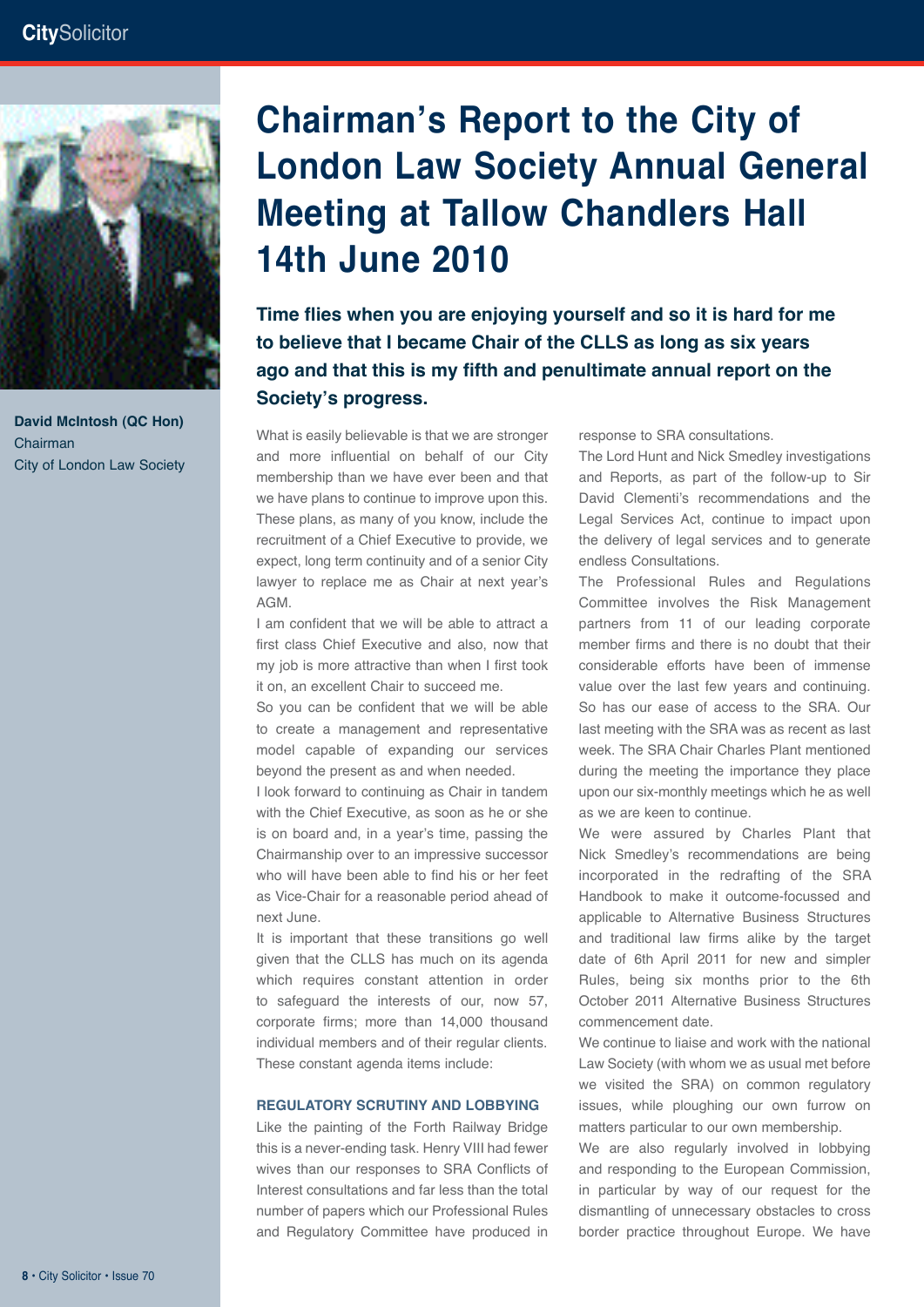# Chairman's Report to the City of London Law Society Annual General Meeting at Tallow Chandlers Hall 14th June 2010

**David McIntosh (QC Hon)**
Chairman
City of London Law Society

**Time flies when you are enjoying yourself and so it is hard for me to believe that I became Chair of the CLLS as long as six years ago and that this is my fifth and penultimate annual report on the Society's progress.**

What is easily believable is that we are stronger and more influential on behalf of our City membership than we have ever been and that we have plans to continue to improve upon this. These plans, as many of you know, include the recruitment of a Chief Executive to provide, we expect, long term continuity and of a senior City lawyer to replace me as Chair at next year's AGM.

I am confident that we will be able to attract a first class Chief Executive and also, now that my job is more attractive than when I first took it on, an excellent Chair to succeed me.

So you can be confident that we will be able to create a management and representative model capable of expanding our services beyond the present as and when needed.

I look forward to continuing as Chair in tandem with the Chief Executive, as soon as he or she is on board and, in a year's time, passing the Chairmanship over to an impressive successor who will have been able to find his or her feet as Vice-Chair for a reasonable period ahead of next June.

It is important that these transitions go well given that the CLLS has much on its agenda which requires constant attention in order to safeguard the interests of our, now 57, corporate firms; more than 14,000 thousand individual members and of their regular clients. These constant agenda items include:

### REGULATORY SCRUTINY AND LOBBYING

Like the painting of the Forth Railway Bridge this is a never-ending task. Henry VIII had fewer wives than our responses to SRA Conflicts of Interest consultations and far less than the total number of papers which our Professional Rules and Regulatory Committee have produced in response to SRA consultations.

The Lord Hunt and Nick Smedley investigations and Reports, as part of the follow-up to Sir David Clementi's recommendations and the Legal Services Act, continue to impact upon the delivery of legal services and to generate endless Consultations.

The Professional Rules and Regulations Committee involves the Risk Management partners from 11 of our leading corporate member firms and there is no doubt that their considerable efforts have been of immense value over the last few years and continuing. So has our ease of access to the SRA. Our last meeting with the SRA was as recent as last week. The SRA Chair Charles Plant mentioned during the meeting the importance they place upon our six-monthly meetings which he as well as we are keen to continue.

We were assured by Charles Plant that Nick Smedley's recommendations are being incorporated in the redrafting of the SRA Handbook to make it outcome-focussed and applicable to Alternative Business Structures and traditional law firms alike by the target date of 6th April 2011 for new and simpler Rules, being six months prior to the 6th October 2011 Alternative Business Structures commencement date.

We continue to liaise and work with the national Law Society (with whom we as usual met before we visited the SRA) on common regulatory issues, while ploughing our own furrow on matters particular to our own membership.

We are also regularly involved in lobbying and responding to the European Commission, in particular by way of our request for the dismantling of unnecessary obstacles to cross border practice throughout Europe. We have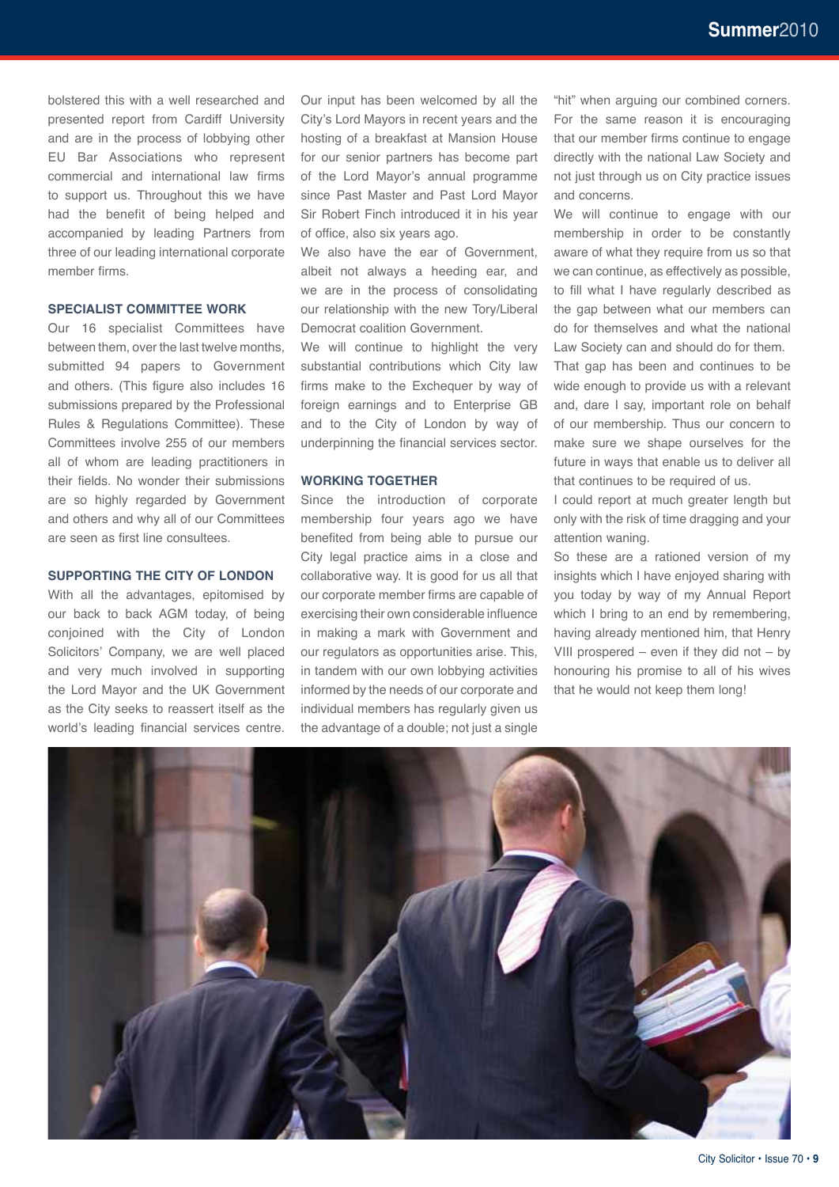bolstered this with a well researched and presented report from Cardiff University and are in the process of lobbying other EU Bar Associations who represent commercial and international law firms to support us. Throughout this we have had the benefit of being helped and accompanied by leading Partners from three of our leading international corporate member firms.

### SPECIALIST COMMITTEE WORK

Our 16 specialist Committees have between them, over the last twelve months, submitted 94 papers to Government and others. (This figure also includes 16 submissions prepared by the Professional Rules & Regulations Committee). These Committees involve 255 of our members all of whom are leading practitioners in their fields. No wonder their submissions are so highly regarded by Government and others and why all of our Committees are seen as first line consultees.

### SUPPORTING THE CITY OF LONDON

With all the advantages, epitomised by our back to back AGM today, of being conjoined with the City of London Solicitors' Company, we are well placed and very much involved in supporting the Lord Mayor and the UK Government as the City seeks to reassert itself as the world's leading financial services centre. Our input has been welcomed by all the City's Lord Mayors in recent years and the hosting of a breakfast at Mansion House for our senior partners has become part of the Lord Mayor's annual programme since Past Master and Past Lord Mayor Sir Robert Finch introduced it in his year of office, also six years ago.

We also have the ear of Government, albeit not always a heeding ear, and we are in the process of consolidating our relationship with the new Tory/Liberal Democrat coalition Government.

We will continue to highlight the very substantial contributions which City law firms make to the Exchequer by way of foreign earnings and to Enterprise GB and to the City of London by way of underpinning the financial services sector.

### WORKING TOGETHER

Since the introduction of corporate membership four years ago we have benefited from being able to pursue our City legal practice aims in a close and collaborative way. It is good for us all that our corporate member firms are capable of exercising their own considerable influence in making a mark with Government and our regulators as opportunities arise. This, in tandem with our own lobbying activities informed by the needs of our corporate and individual members has regularly given us the advantage of a double; not just a single "hit" when arguing our combined corners. For the same reason it is encouraging that our member firms continue to engage directly with the national Law Society and not just through us on City practice issues and concerns.

We will continue to engage with our membership in order to be constantly aware of what they require from us so that we can continue, as effectively as possible, to fill what I have regularly described as the gap between what our members can do for themselves and what the national Law Society can and should do for them.

That gap has been and continues to be wide enough to provide us with a relevant and, dare I say, important role on behalf of our membership. Thus our concern to make sure we shape ourselves for the future in ways that enable us to deliver all that continues to be required of us.

I could report at much greater length but only with the risk of time dragging and your attention waning.

So these are a rationed version of my insights which I have enjoyed sharing with you today by way of my Annual Report which I bring to an end by remembering, having already mentioned him, that Henry VIII prospered – even if they did not – by honouring his promise to all of his wives that he would not keep them long!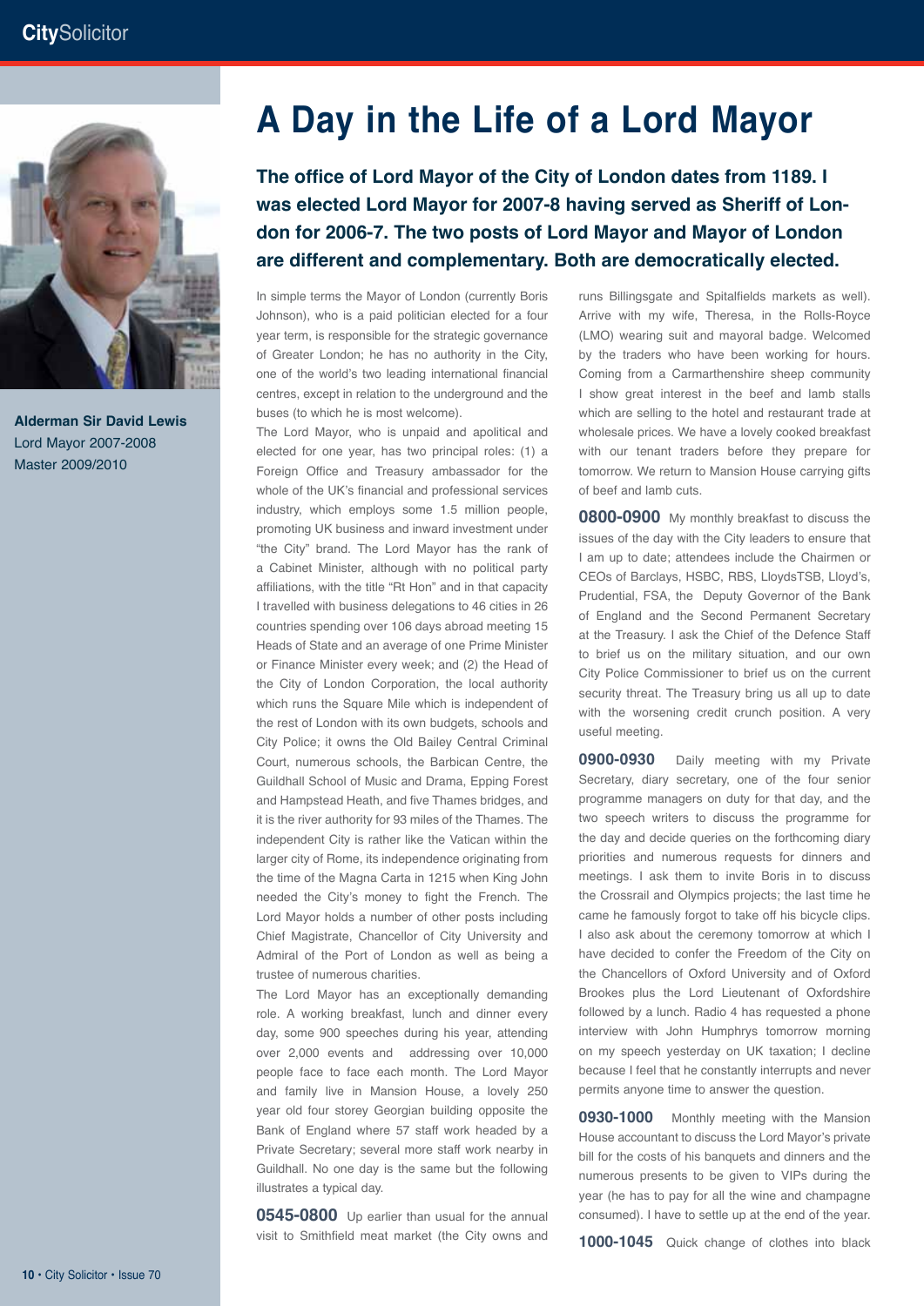**Alderman Sir David Lewis**
Lord Mayor 2007-2008
Master 2009/2010

# A Day in the Life of a Lord Mayor

**The office of Lord Mayor of the City of London dates from 1189. I was elected Lord Mayor for 2007-8 having served as Sheriff of London for 2006-7. The two posts of Lord Mayor and Mayor of London are different and complementary. Both are democratically elected.**

In simple terms the Mayor of London (currently Boris Johnson), who is a paid politician elected for a four year term, is responsible for the strategic governance of Greater London; he has no authority in the City, one of the world's two leading international financial centres, except in relation to the underground and the buses (to which he is most welcome).

The Lord Mayor, who is unpaid and apolitical and elected for one year, has two principal roles: (1) a Foreign Office and Treasury ambassador for the whole of the UK's financial and professional services industry, which employs some 1.5 million people, promoting UK business and inward investment under "the City" brand. The Lord Mayor has the rank of a Cabinet Minister, although with no political party affiliations, with the title "Rt Hon" and in that capacity I travelled with business delegations to 46 cities in 26 countries spending over 106 days abroad meeting 15 Heads of State and an average of one Prime Minister or Finance Minister every week; and (2) the Head of the City of London Corporation, the local authority which runs the Square Mile which is independent of the rest of London with its own budgets, schools and City Police; it owns the Old Bailey Central Criminal Court, numerous schools, the Barbican Centre, the Guildhall School of Music and Drama, Epping Forest and Hampstead Heath, and five Thames bridges, and it is the river authority for 93 miles of the Thames. The independent City is rather like the Vatican within the larger city of Rome, its independence originating from the time of the Magna Carta in 1215 when King John needed the City's money to fight the French. The Lord Mayor holds a number of other posts including Chief Magistrate, Chancellor of City University and Admiral of the Port of London as well as being a trustee of numerous charities.

The Lord Mayor has an exceptionally demanding role. A working breakfast, lunch and dinner every day, some 900 speeches during his year, attending over 2,000 events and addressing over 10,000 people face to face each month. The Lord Mayor and family live in Mansion House, a lovely 250 year old four storey Georgian building opposite the Bank of England where 57 staff work headed by a Private Secretary; several more staff work nearby in Guildhall. No one day is the same but the following illustrates a typical day.

**0545-0800** Up earlier than usual for the annual visit to Smithfield meat market (the City owns and runs Billingsgate and Spitalfields markets as well). Arrive with my wife, Theresa, in the Rolls-Royce (LMO) wearing suit and mayoral badge. Welcomed by the traders who have been working for hours. Coming from a Carmarthenshire sheep community I show great interest in the beef and lamb stalls which are selling to the hotel and restaurant trade at wholesale prices. We have a lovely cooked breakfast with our tenant traders before they prepare for tomorrow. We return to Mansion House carrying gifts of beef and lamb cuts.

**0800-0900** My monthly breakfast to discuss the issues of the day with the City leaders to ensure that I am up to date; attendees include the Chairmen or CEOs of Barclays, HSBC, RBS, LloydsTSB, Lloyd's, Prudential, FSA, the Deputy Governor of the Bank of England and the Second Permanent Secretary at the Treasury. I ask the Chief of the Defence Staff to brief us on the military situation, and our own City Police Commissioner to brief us on the current security threat. The Treasury bring us all up to date with the worsening credit crunch position. A very useful meeting.

**0900-0930** Daily meeting with my Private Secretary, diary secretary, one of the four senior programme managers on duty for that day, and the two speech writers to discuss the programme for the day and decide queries on the forthcoming diary priorities and numerous requests for dinners and meetings. I ask them to invite Boris in to discuss the Crossrail and Olympics projects; the last time he came he famously forgot to take off his bicycle clips. I also ask about the ceremony tomorrow at which I have decided to confer the Freedom of the City on the Chancellors of Oxford University and of Oxford Brookes plus the Lord Lieutenant of Oxfordshire followed by a lunch. Radio 4 has requested a phone interview with John Humphrys tomorrow morning on my speech yesterday on UK taxation; I decline because I feel that he constantly interrupts and never permits anyone time to answer the question.

**0930-1000** Monthly meeting with the Mansion House accountant to discuss the Lord Mayor's private bill for the costs of his banquets and dinners and the numerous presents to be given to VIPs during the year (he has to pay for all the wine and champagne consumed). I have to settle up at the end of the year.

**1000-1045** Quick change of clothes into black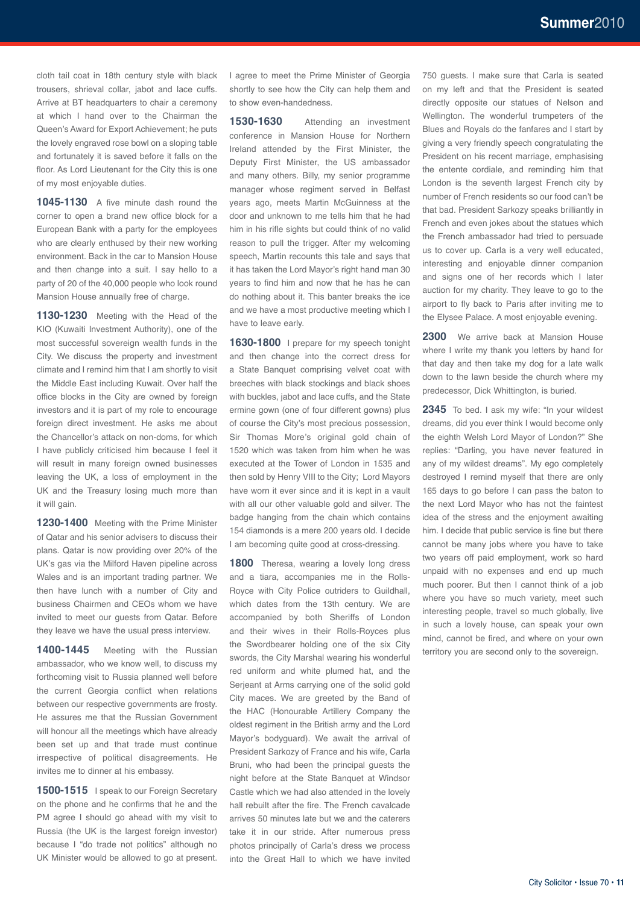cloth tail coat in 18th century style with black trousers, shrieval collar, jabot and lace cuffs. Arrive at BT headquarters to chair a ceremony at which I hand over to the Chairman the Queen's Award for Export Achievement; he puts the lovely engraved rose bowl on a sloping table and fortunately it is saved before it falls on the floor. As Lord Lieutenant for the City this is one of my most enjoyable duties.

**1045-1130** A five minute dash round the corner to open a brand new office block for a European Bank with a party for the employees who are clearly enthused by their new working environment. Back in the car to Mansion House and then change into a suit. I say hello to a party of 20 of the 40,000 people who look round Mansion House annually free of charge.

**1130-1230** Meeting with the Head of the KIO (Kuwaiti Investment Authority), one of the most successful sovereign wealth funds in the City. We discuss the property and investment climate and I remind him that I am shortly to visit the Middle East including Kuwait. Over half the office blocks in the City are owned by foreign investors and it is part of my role to encourage foreign direct investment. He asks me about the Chancellor's attack on non-doms, for which I have publicly criticised him because I feel it will result in many foreign owned businesses leaving the UK, a loss of employment in the UK and the Treasury losing much more than it will gain.

**1230-1400** Meeting with the Prime Minister of Qatar and his senior advisers to discuss their plans. Qatar is now providing over 20% of the UK's gas via the Milford Haven pipeline across Wales and is an important trading partner. We then have lunch with a number of City and business Chairmen and CEOs whom we have invited to meet our guests from Qatar. Before they leave we have the usual press interview.

**1400-1445** Meeting with the Russian ambassador, who we know well, to discuss my forthcoming visit to Russia planned well before the current Georgia conflict when relations between our respective governments are frosty. He assures me that the Russian Government will honour all the meetings which have already been set up and that trade must continue irrespective of political disagreements. He invites me to dinner at his embassy.

**1500-1515** I speak to our Foreign Secretary on the phone and he confirms that he and the PM agree I should go ahead with my visit to Russia (the UK is the largest foreign investor) because I "do trade not politics" although no UK Minister would be allowed to go at present. I agree to meet the Prime Minister of Georgia shortly to see how the City can help them and to show even-handedness.

**1530-1630** Attending an investment conference in Mansion House for Northern Ireland attended by the First Minister, the Deputy First Minister, the US ambassador and many others. Billy, my senior programme manager whose regiment served in Belfast years ago, meets Martin McGuinness at the door and unknown to me tells him that he had him in his rifle sights but could think of no valid reason to pull the trigger. After my welcoming speech, Martin recounts this tale and says that it has taken the Lord Mayor's right hand man 30 years to find him and now that he has he can do nothing about it. This banter breaks the ice and we have a most productive meeting which I have to leave early.

**1630-1800** I prepare for my speech tonight and then change into the correct dress for a State Banquet comprising velvet coat with breeches with black stockings and black shoes with buckles, jabot and lace cuffs, and the State ermine gown (one of four different gowns) plus of course the City's most precious possession, Sir Thomas More's original gold chain of 1520 which was taken from him when he was executed at the Tower of London in 1535 and then sold by Henry VIII to the City; Lord Mayors have worn it ever since and it is kept in a vault with all our other valuable gold and silver. The badge hanging from the chain which contains 154 diamonds is a mere 200 years old. I decide I am becoming quite good at cross-dressing.

**1800** Theresa, wearing a lovely long dress and a tiara, accompanies me in the Rolls-Royce with City Police outriders to Guildhall, which dates from the 13th century. We are accompanied by both Sheriffs of London and their wives in their Rolls-Royces plus the Swordbearer holding one of the six City swords, the City Marshal wearing his wonderful red uniform and white plumed hat, and the Serjeant at Arms carrying one of the solid gold City maces. We are greeted by the Band of the HAC (Honourable Artillery Company the oldest regiment in the British army and the Lord Mayor's bodyguard). We await the arrival of President Sarkozy of France and his wife, Carla Bruni, who had been the principal guests the night before at the State Banquet at Windsor Castle which we had also attended in the lovely hall rebuilt after the fire. The French cavalcade arrives 50 minutes late but we and the caterers take it in our stride. After numerous press photos principally of Carla's dress we process into the Great Hall to which we have invited 750 guests. I make sure that Carla is seated on my left and that the President is seated directly opposite our statues of Nelson and Wellington. The wonderful trumpeters of the Blues and Royals do the fanfares and I start by giving a very friendly speech congratulating the President on his recent marriage, emphasising the entente cordiale, and reminding him that London is the seventh largest French city by number of French residents so our food can't be that bad. President Sarkozy speaks brilliantly in French and even jokes about the statues which the French ambassador had tried to persuade us to cover up. Carla is a very well educated, interesting and enjoyable dinner companion and signs one of her records which I later auction for my charity. They leave to go to the airport to fly back to Paris after inviting me to the Elysee Palace. A most enjoyable evening.

**2300** We arrive back at Mansion House where I write my thank you letters by hand for that day and then take my dog for a late walk down to the lawn beside the church where my predecessor, Dick Whittington, is buried.

**2345** To bed. I ask my wife: "In your wildest dreams, did you ever think I would become only the eighth Welsh Lord Mayor of London?" She replies: "Darling, you have never featured in any of my wildest dreams". My ego completely destroyed I remind myself that there are only 165 days to go before I can pass the baton to the next Lord Mayor who has not the faintest idea of the stress and the enjoyment awaiting him. I decide that public service is fine but there cannot be many jobs where you have to take two years off paid employment, work so hard unpaid with no expenses and end up much much poorer. But then I cannot think of a job where you have so much variety, meet such interesting people, travel so much globally, live in such a lovely house, can speak your own mind, cannot be fired, and where on your own territory you are second only to the sovereign.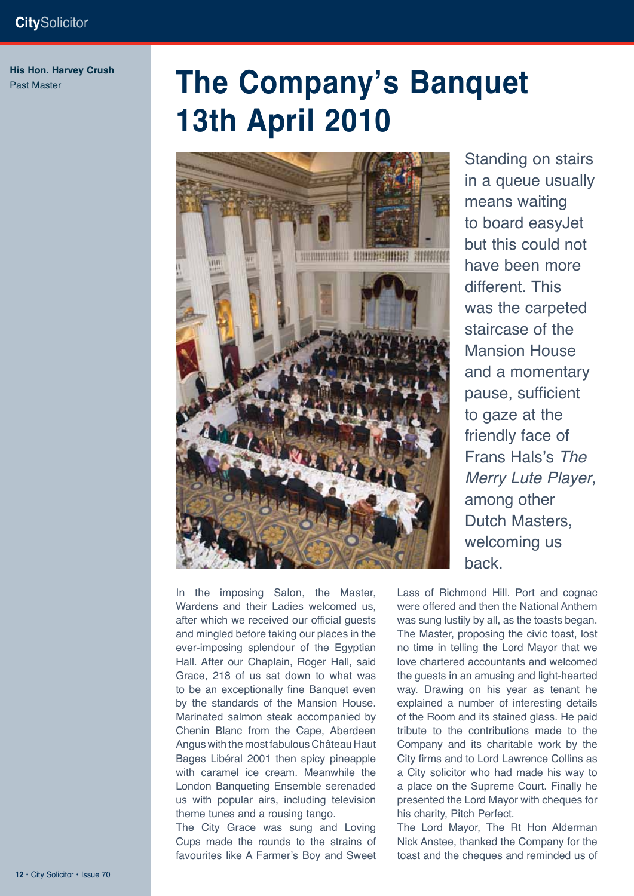**His Hon. Harvey Crush**
Past Master

# The Company's Banquet 13th April 2010

Standing on stairs in a queue usually means waiting to board easyJet but this could not have been more different. This was the carpeted staircase of the Mansion House and a momentary pause, sufficient to gaze at the friendly face of Frans Hals's *The Merry Lute Player*, among other Dutch Masters, welcoming us back.

In the imposing Salon, the Master, Wardens and their Ladies welcomed us, after which we received our official guests and mingled before taking our places in the ever-imposing splendour of the Egyptian Hall. After our Chaplain, Roger Hall, said Grace, 218 of us sat down to what was to be an exceptionally fine Banquet even by the standards of the Mansion House. Marinated salmon steak accompanied by Chenin Blanc from the Cape, Aberdeen Angus with the most fabulous Château Haut Bages Libéral 2001 then spicy pineapple with caramel ice cream. Meanwhile the London Banqueting Ensemble serenaded us with popular airs, including television theme tunes and a rousing tango.

The City Grace was sung and Loving Cups made the rounds to the strains of favourites like A Farmer's Boy and Sweet Lass of Richmond Hill. Port and cognac were offered and then the National Anthem was sung lustily by all, as the toasts began. The Master, proposing the civic toast, lost no time in telling the Lord Mayor that we love chartered accountants and welcomed the guests in an amusing and light-hearted way. Drawing on his year as tenant he explained a number of interesting details of the Room and its stained glass. He paid tribute to the contributions made to the Company and its charitable work by the City firms and to Lord Lawrence Collins as a City solicitor who had made his way to a place on the Supreme Court. Finally he presented the Lord Mayor with cheques for his charity, Pitch Perfect.

The Lord Mayor, The Rt Hon Alderman Nick Anstee, thanked the Company for the toast and the cheques and reminded us of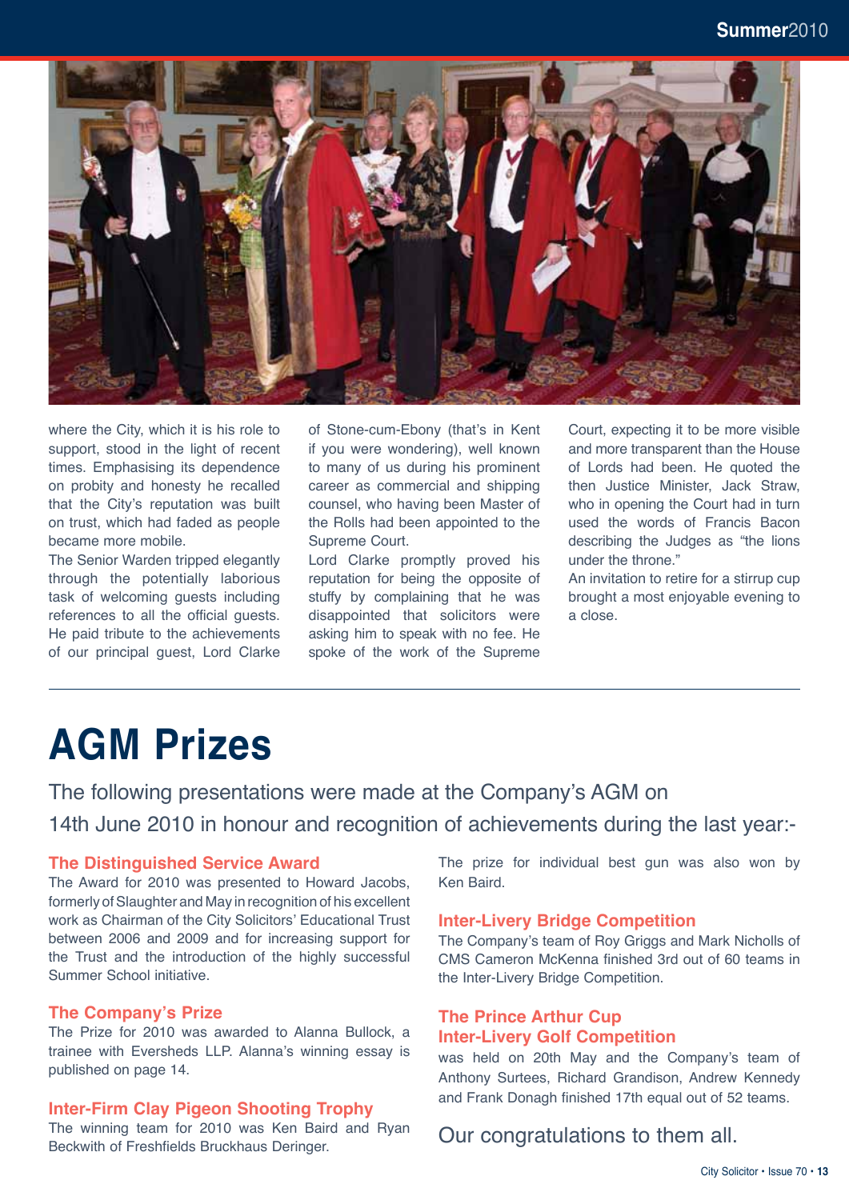where the City, which it is his role to support, stood in the light of recent times. Emphasising its dependence on probity and honesty he recalled that the City's reputation was built on trust, which had faded as people became more mobile.

The Senior Warden tripped elegantly through the potentially laborious task of welcoming guests including references to all the official guests. He paid tribute to the achievements of our principal guest, Lord Clarke of Stone-cum-Ebony (that's in Kent if you were wondering), well known to many of us during his prominent career as commercial and shipping counsel, who having been Master of the Rolls had been appointed to the Supreme Court.

Lord Clarke promptly proved his reputation for being the opposite of stuffy by complaining that he was disappointed that solicitors were asking him to speak with no fee. He spoke of the work of the Supreme Court, expecting it to be more visible and more transparent than the House of Lords had been. He quoted the then Justice Minister, Jack Straw, who in opening the Court had in turn used the words of Francis Bacon describing the Judges as "the lions under the throne."

An invitation to retire for a stirrup cup brought a most enjoyable evening to a close.

---

# AGM Prizes

The following presentations were made at the Company's AGM on 14th June 2010 in honour and recognition of achievements during the last year:-

## The Distinguished Service Award

The Award for 2010 was presented to Howard Jacobs, formerly of Slaughter and May in recognition of his excellent work as Chairman of the City Solicitors' Educational Trust between 2006 and 2009 and for increasing support for the Trust and the introduction of the highly successful Summer School initiative.

## The Company's Prize

The Prize for 2010 was awarded to Alanna Bullock, a trainee with Eversheds LLP. Alanna's winning essay is published on page 14.

## Inter-Firm Clay Pigeon Shooting Trophy

The winning team for 2010 was Ken Baird and Ryan Beckwith of Freshfields Bruckhaus Deringer.

The prize for individual best gun was also won by Ken Baird.

## Inter-Livery Bridge Competition

The Company's team of Roy Griggs and Mark Nicholls of CMS Cameron McKenna finished 3rd out of 60 teams in the Inter-Livery Bridge Competition.

## The Prince Arthur Cup Inter-Livery Golf Competition

was held on 20th May and the Company's team of Anthony Surtees, Richard Grandison, Andrew Kennedy and Frank Donagh finished 17th equal out of 52 teams.

Our congratulations to them all.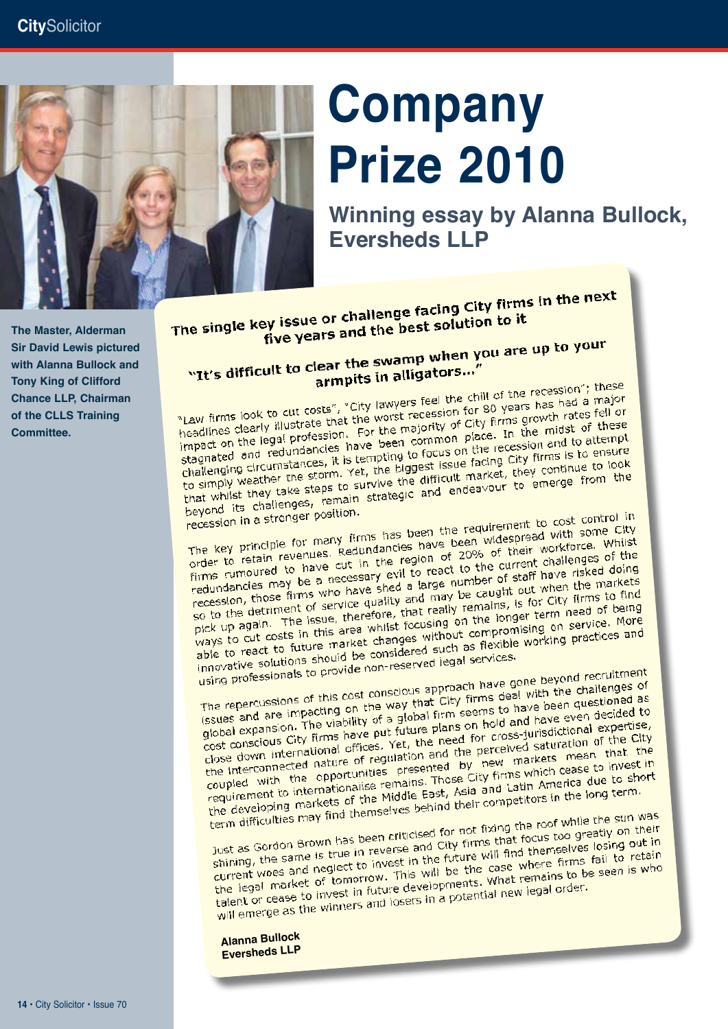# Company Prize 2010

## Winning essay by Alanna Bullock, Eversheds LLP

The Master, Alderman Sir David Lewis pictured with Alanna Bullock and Tony King of Clifford Chance LLP, Chairman of the CLLS Training Committee.

### The single key issue or challenge facing City firms in the next five years and the best solution to it

### "It's difficult to clear the swamp when you are up to your armpits in alligators..."

"Law firms look to cut costs", "City lawyers feel the chill of the recession"; these headlines clearly illustrate that the worst recession for 80 years has had a major impact on the legal profession. For the majority of City firms growth rates fell or stagnated and redundancies have been common place. In the midst of these challenging circumstances, it is tempting to focus on the recession and to attempt to simply weather the storm. Yet, the biggest issue facing City firms is to ensure that whilst they take steps to survive the difficult market, they continue to look beyond its challenges, remain strategic and endeavour to emerge from the recession in a stronger position.

The key principle for many firms has been the requirement to cost control in order to retain revenues. Redundancies have been widespread with some City firms rumoured to have cut in the region of 20% of their workforce. Whilst redundancies may be a necessary evil to react to the current challenges of the recession, those firms who have shed a large number of staff have risked doing so to the detriment of service quality and may be caught out when the markets pick up again. The issue, therefore, that really remains, is for City firms to find ways to cut costs in this area whilst focusing on the longer term need of being able to react to future market changes without compromising on service. More innovative solutions should be considered such as flexible working practices and using professionals to provide non-reserved legal services.

The repercussions of this cost conscious approach have gone beyond recruitment issues and are impacting on the way that City firms deal with the challenges of global expansion. The viability of a global firm seems to have been questioned as cost conscious City firms have put future plans on hold and have even decided to close down international offices. Yet, the need for cross-jurisdictional expertise, the interconnected nature of regulation and the perceived saturation of the City coupled with the opportunities presented by new markets mean that the requirement to internationalise remains. Those City firms which cease to invest in the developing markets of the Middle East, Asia and Latin America due to short term difficulties may find themselves behind their competitors in the long term.

Just as Gordon Brown has been criticised for not fixing the roof while the sun was shining, the same is true in reverse and City firms that focus too greatly on their current woes and neglect to invest in the future will find themselves losing out in the legal market of tomorrow. This will be the case where firms fail to retain talent or cease to invest in future developments. What remains to be seen is who will emerge as the winners and losers in a potential new legal order.

**Alanna Bullock**
**Eversheds LLP**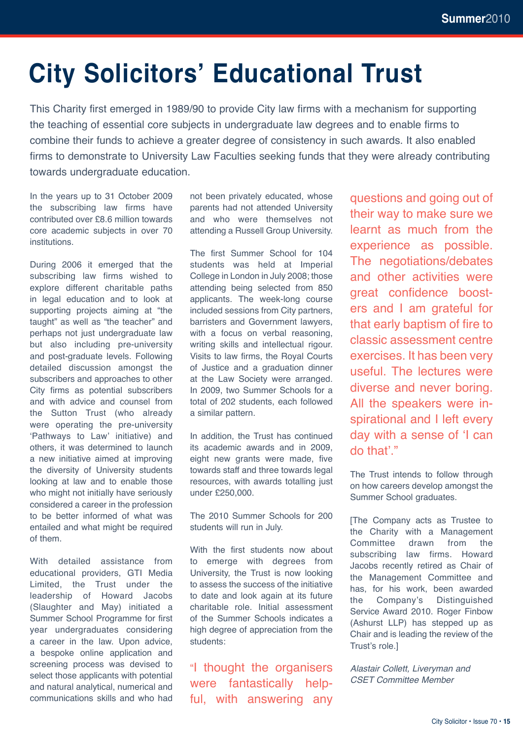# City Solicitors' Educational Trust

This Charity first emerged in 1989/90 to provide City law firms with a mechanism for supporting the teaching of essential core subjects in undergraduate law degrees and to enable firms to combine their funds to achieve a greater degree of consistency in such awards. It also enabled firms to demonstrate to University Law Faculties seeking funds that they were already contributing towards undergraduate education.

In the years up to 31 October 2009 the subscribing law firms have contributed over £8.6 million towards core academic subjects in over 70 institutions.

During 2006 it emerged that the subscribing law firms wished to explore different charitable paths in legal education and to look at supporting projects aiming at "the taught" as well as "the teacher" and perhaps not just undergraduate law but also including pre-university and post-graduate levels. Following detailed discussion amongst the subscribers and approaches to other City firms as potential subscribers and with advice and counsel from the Sutton Trust (who already were operating the pre-university 'Pathways to Law' initiative) and others, it was determined to launch a new initiative aimed at improving the diversity of University students looking at law and to enable those who might not initially have seriously considered a career in the profession to be better informed of what was entailed and what might be required of them.

With detailed assistance from educational providers, GTI Media Limited, the Trust under the leadership of Howard Jacobs (Slaughter and May) initiated a Summer School Programme for first year undergraduates considering a career in the law. Upon advice, a bespoke online application and screening process was devised to select those applicants with potential and natural analytical, numerical and communications skills and who had not been privately educated, whose parents had not attended University and who were themselves not attending a Russell Group University.

The first Summer School for 104 students was held at Imperial College in London in July 2008; those attending being selected from 850 applicants. The week-long course included sessions from City partners, barristers and Government lawyers, with a focus on verbal reasoning, writing skills and intellectual rigour. Visits to law firms, the Royal Courts of Justice and a graduation dinner at the Law Society were arranged. In 2009, two Summer Schools for a total of 202 students, each followed a similar pattern.

In addition, the Trust has continued its academic awards and in 2009, eight new grants were made, five towards staff and three towards legal resources, with awards totalling just under £250,000.

The 2010 Summer Schools for 200 students will run in July.

With the first students now about to emerge with degrees from University, the Trust is now looking to assess the success of the initiative to date and look again at its future charitable role. Initial assessment of the Summer Schools indicates a high degree of appreciation from the students:

"I thought the organisers were fantastically helpful, with answering any questions and going out of their way to make sure we learnt as much from the experience as possible. The negotiations/debates and other activities were great confidence boosters and I am grateful for that early baptism of fire to classic assessment centre exercises. It has been very useful. The lectures were diverse and never boring. All the speakers were inspirational and I left every day with a sense of 'I can do that'."

The Trust intends to follow through on how careers develop amongst the Summer School graduates.

[The Company acts as Trustee to the Charity with a Management Committee drawn from the subscribing law firms. Howard Jacobs recently retired as Chair of the Management Committee and has, for his work, been awarded the Company's Distinguished Service Award 2010. Roger Finbow (Ashurst LLP) has stepped up as Chair and is leading the review of the Trust's role.]

*Alastair Collett, Liveryman and CSET Committee Member*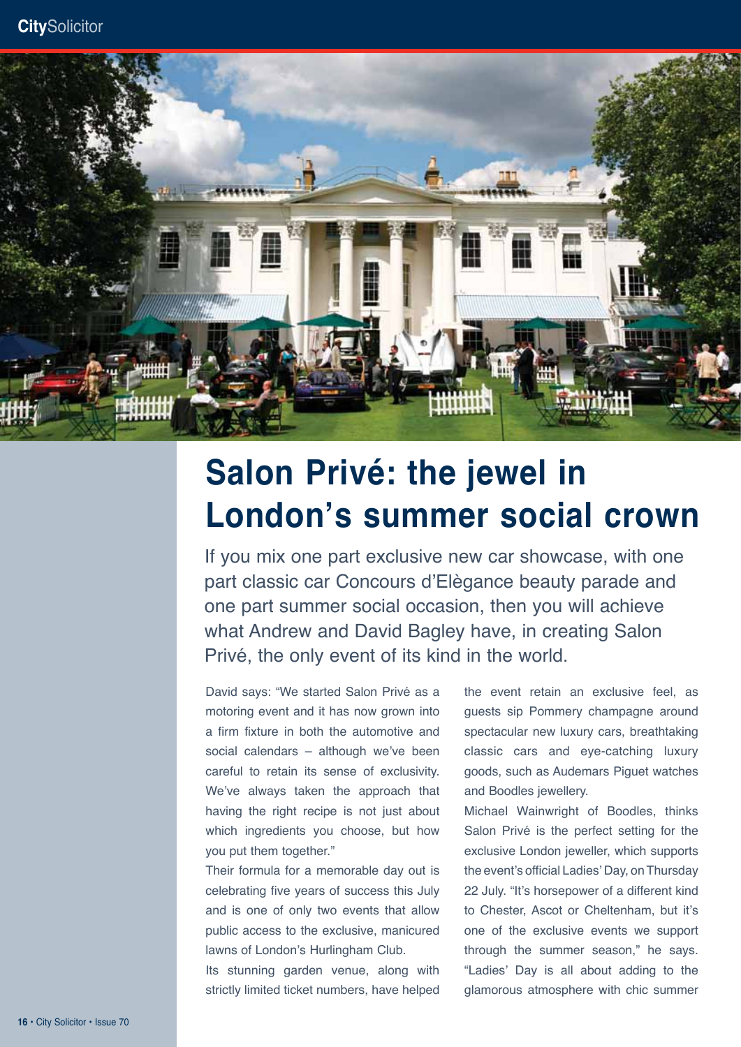# Salon Privé: the jewel in London's summer social crown

If you mix one part exclusive new car showcase, with one part classic car Concours d'Elègance beauty parade and one part summer social occasion, then you will achieve what Andrew and David Bagley have, in creating Salon Privé, the only event of its kind in the world.

David says: "We started Salon Privé as a motoring event and it has now grown into a firm fixture in both the automotive and social calendars – although we've been careful to retain its sense of exclusivity. We've always taken the approach that having the right recipe is not just about which ingredients you choose, but how you put them together."

Their formula for a memorable day out is celebrating five years of success this July and is one of only two events that allow public access to the exclusive, manicured lawns of London's Hurlingham Club.

Its stunning garden venue, along with strictly limited ticket numbers, have helped the event retain an exclusive feel, as guests sip Pommery champagne around spectacular new luxury cars, breathtaking classic cars and eye-catching luxury goods, such as Audemars Piguet watches and Boodles jewellery.

Michael Wainwright of Boodles, thinks Salon Privé is the perfect setting for the exclusive London jeweller, which supports the event's official Ladies' Day, on Thursday 22 July. "It's horsepower of a different kind to Chester, Ascot or Cheltenham, but it's one of the exclusive events we support through the summer season," he says. "Ladies' Day is all about adding to the glamorous atmosphere with chic summer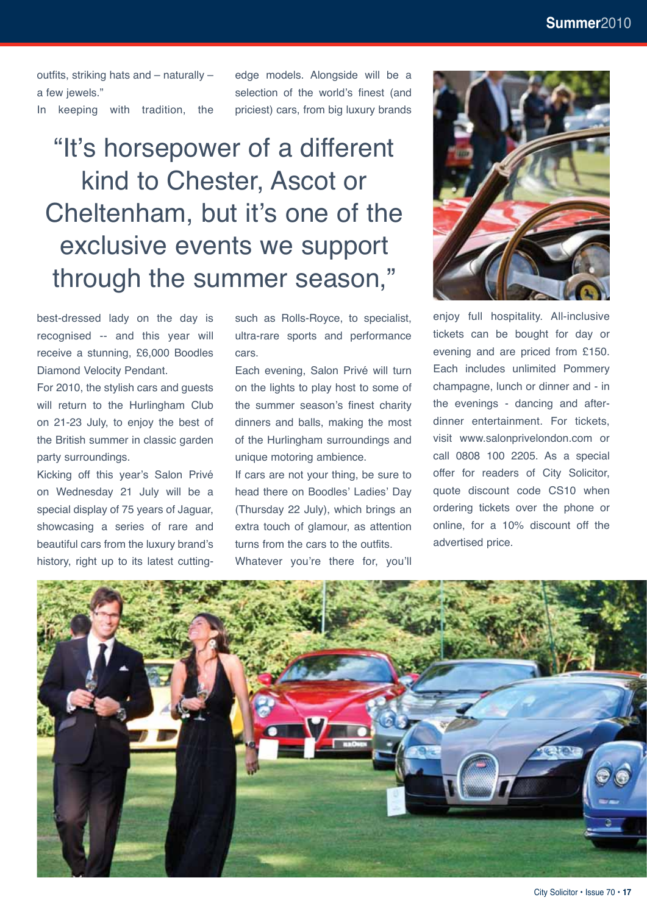outfits, striking hats and – naturally – a few jewels."

In keeping with tradition, the best-dressed lady on the day is recognised -- and this year will receive a stunning, £6,000 Boodles Diamond Velocity Pendant.

For 2010, the stylish cars and guests will return to the Hurlingham Club on 21-23 July, to enjoy the best of the British summer in classic garden party surroundings.

Kicking off this year's Salon Privé on Wednesday 21 July will be a special display of 75 years of Jaguar, showcasing a series of rare and beautiful cars from the luxury brand's history, right up to its latest cutting-edge models. Alongside will be a selection of the world's finest (and priciest) cars, from big luxury brands such as Rolls-Royce, to specialist, ultra-rare sports and performance cars.

> "It's horsepower of a different kind to Chester, Ascot or Cheltenham, but it's one of the exclusive events we support through the summer season,"

Each evening, Salon Privé will turn on the lights to play host to some of the summer season's finest charity dinners and balls, making the most of the Hurlingham surroundings and unique motoring ambience.

If cars are not your thing, be sure to head there on Boodles' Ladies' Day (Thursday 22 July), which brings an extra touch of glamour, as attention turns from the cars to the outfits.

Whatever you're there for, you'll enjoy full hospitality. All-inclusive tickets can be bought for day or evening and are priced from £150. Each includes unlimited Pommery champagne, lunch or dinner and - in the evenings - dancing and after-dinner entertainment. For tickets, visit www.salonprivelondon.com or call 0808 100 2205. As a special offer for readers of City Solicitor, quote discount code CS10 when ordering tickets over the phone or online, for a 10% discount off the advertised price.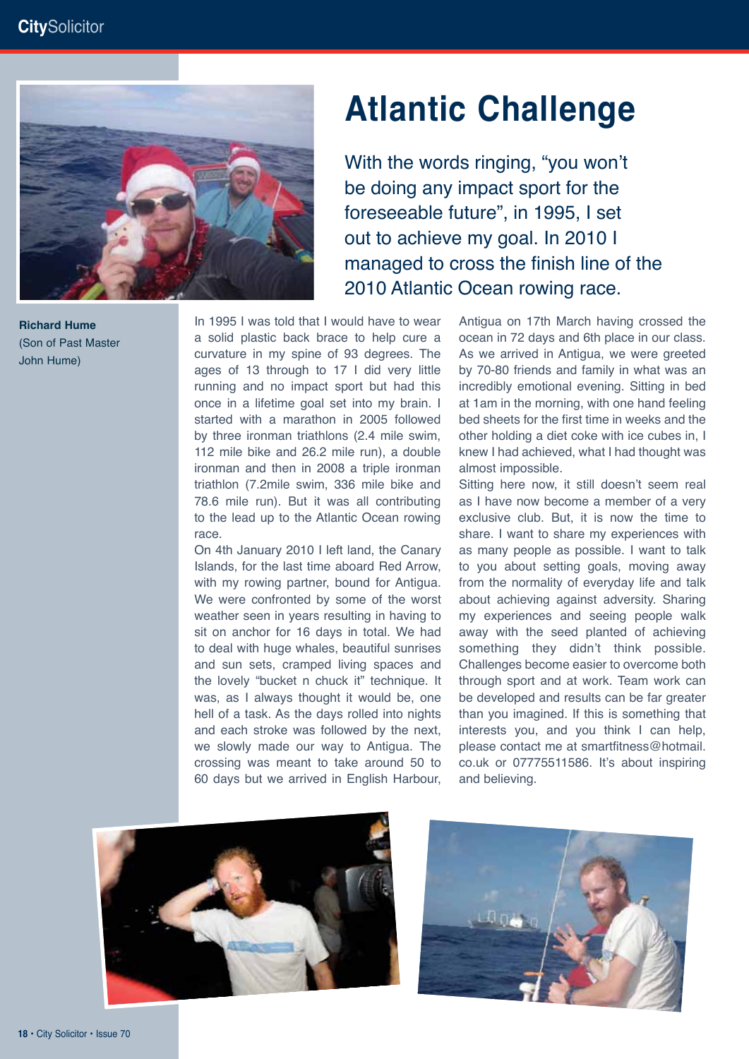# Atlantic Challenge

With the words ringing, "you won't be doing any impact sport for the foreseeable future", in 1995, I set out to achieve my goal. In 2010 I managed to cross the finish line of the 2010 Atlantic Ocean rowing race.

**Richard Hume**
(Son of Past Master John Hume)

In 1995 I was told that I would have to wear a solid plastic back brace to help cure a curvature in my spine of 93 degrees. The ages of 13 through to 17 I did very little running and no impact sport but had this once in a lifetime goal set into my brain. I started with a marathon in 2005 followed by three ironman triathlons (2.4 mile swim, 112 mile bike and 26.2 mile run), a double ironman and then in 2008 a triple ironman triathlon (7.2mile swim, 336 mile bike and 78.6 mile run). But it was all contributing to the lead up to the Atlantic Ocean rowing race.

On 4th January 2010 I left land, the Canary Islands, for the last time aboard Red Arrow, with my rowing partner, bound for Antigua. We were confronted by some of the worst weather seen in years resulting in having to sit on anchor for 16 days in total. We had to deal with huge whales, beautiful sunrises and sun sets, cramped living spaces and the lovely "bucket n chuck it" technique. It was, as I always thought it would be, one hell of a task. As the days rolled into nights and each stroke was followed by the next, we slowly made our way to Antigua. The crossing was meant to take around 50 to 60 days but we arrived in English Harbour, Antigua on 17th March having crossed the ocean in 72 days and 6th place in our class. As we arrived in Antigua, we were greeted by 70-80 friends and family in what was an incredibly emotional evening. Sitting in bed at 1am in the morning, with one hand feeling bed sheets for the first time in weeks and the other holding a diet coke with ice cubes in, I knew I had achieved, what I had thought was almost impossible.

Sitting here now, it still doesn't seem real as I have now become a member of a very exclusive club. But, it is now the time to share. I want to share my experiences with as many people as possible. I want to talk to you about setting goals, moving away from the normality of everyday life and talk about achieving against adversity. Sharing my experiences and seeing people walk away with the seed planted of achieving something they didn't think possible. Challenges become easier to overcome both through sport and at work. Team work can be developed and results can be far greater than you imagined. If this is something that interests you, and you think I can help, please contact me at smartfitness@hotmail.co.uk or 07775511586. It's about inspiring and believing.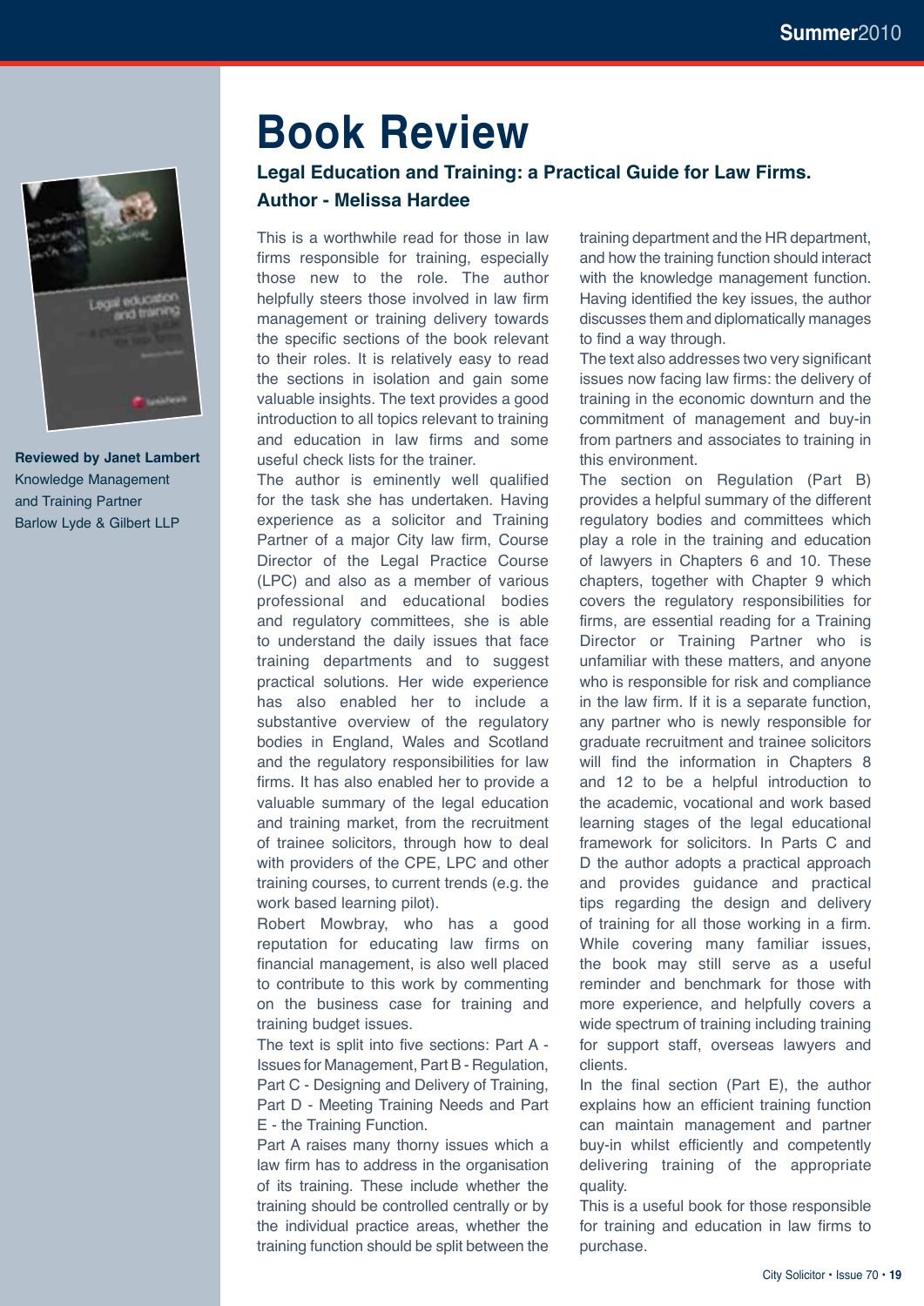# Book Review

### Legal Education and Training: a Practical Guide for Law Firms.

### Author - Melissa Hardee

**Reviewed by Janet Lambert**
Knowledge Management and Training Partner
Barlow Lyde & Gilbert LLP

This is a worthwhile read for those in law firms responsible for training, especially those new to the role. The author helpfully steers those involved in law firm management or training delivery towards the specific sections of the book relevant to their roles. It is relatively easy to read the sections in isolation and gain some valuable insights. The text provides a good introduction to all topics relevant to training and education in law firms and some useful check lists for the trainer.

The author is eminently well qualified for the task she has undertaken. Having experience as a solicitor and Training Partner of a major City law firm, Course Director of the Legal Practice Course (LPC) and also as a member of various professional and educational bodies and regulatory committees, she is able to understand the daily issues that face training departments and to suggest practical solutions. Her wide experience has also enabled her to include a substantive overview of the regulatory bodies in England, Wales and Scotland and the regulatory responsibilities for law firms. It has also enabled her to provide a valuable summary of the legal education and training market, from the recruitment of trainee solicitors, through how to deal with providers of the CPE, LPC and other training courses, to current trends (e.g. the work based learning pilot).

Robert Mowbray, who has a good reputation for educating law firms on financial management, is also well placed to contribute to this work by commenting on the business case for training and training budget issues.

The text is split into five sections: Part A - Issues for Management, Part B - Regulation, Part C - Designing and Delivery of Training, Part D - Meeting Training Needs and Part E - the Training Function.

Part A raises many thorny issues which a law firm has to address in the organisation of its training. These include whether the training should be controlled centrally or by the individual practice areas, whether the training function should be split between the training department and the HR department, and how the training function should interact with the knowledge management function. Having identified the key issues, the author discusses them and diplomatically manages to find a way through.

The text also addresses two very significant issues now facing law firms: the delivery of training in the economic downturn and the commitment of management and buy-in from partners and associates to training in this environment.

The section on Regulation (Part B) provides a helpful summary of the different regulatory bodies and committees which play a role in the training and education of lawyers in Chapters 6 and 10. These chapters, together with Chapter 9 which covers the regulatory responsibilities for firms, are essential reading for a Training Director or Training Partner who is unfamiliar with these matters, and anyone who is responsible for risk and compliance in the law firm. If it is a separate function, any partner who is newly responsible for graduate recruitment and trainee solicitors will find the information in Chapters 8 and 12 to be a helpful introduction to the academic, vocational and work based learning stages of the legal educational framework for solicitors. In Parts C and D the author adopts a practical approach and provides guidance and practical tips regarding the design and delivery of training for all those working in a firm. While covering many familiar issues, the book may still serve as a useful reminder and benchmark for those with more experience, and helpfully covers a wide spectrum of training including training for support staff, overseas lawyers and clients.

In the final section (Part E), the author explains how an efficient training function can maintain management and partner buy-in whilst efficiently and competently delivering training of the appropriate quality.

This is a useful book for those responsible for training and education in law firms to purchase.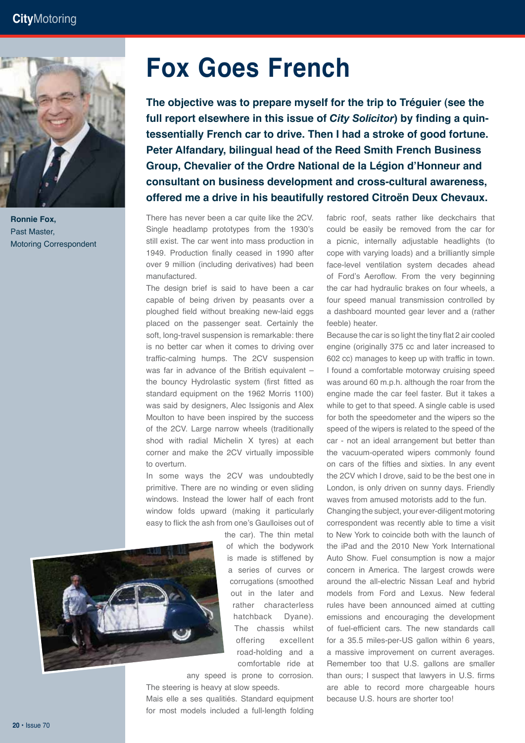# Fox Goes French

**Ronnie Fox,**
Past Master,
Motoring Correspondent

**The objective was to prepare myself for the trip to Tréguier (see the full report elsewhere in this issue of *City Solicitor*) by finding a quintessentially French car to drive. Then I had a stroke of good fortune. Peter Alfandary, bilingual head of the Reed Smith French Business Group, Chevalier of the Ordre National de la Légion d'Honneur and consultant on business development and cross-cultural awareness, offered me a drive in his beautifully restored Citroën Deux Chevaux.**

There has never been a car quite like the 2CV. Single headlamp prototypes from the 1930's still exist. The car went into mass production in 1949. Production finally ceased in 1990 after over 9 million (including derivatives) had been manufactured.

The design brief is said to have been a car capable of being driven by peasants over a ploughed field without breaking new-laid eggs placed on the passenger seat. Certainly the soft, long-travel suspension is remarkable: there is no better car when it comes to driving over traffic-calming humps. The 2CV suspension was far in advance of the British equivalent – the bouncy Hydrolastic system (first fitted as standard equipment on the 1962 Morris 1100) was said by designers, Alec Issigonis and Alex Moulton to have been inspired by the success of the 2CV. Large narrow wheels (traditionally shod with radial Michelin X tyres) at each corner and make the 2CV virtually impossible to overturn.

In some ways the 2CV was undoubtedly primitive. There are no winding or even sliding windows. Instead the lower half of each front window folds upward (making it particularly easy to flick the ash from one's Gaulloises out of the car). The thin metal of which the bodywork is made is stiffened by a series of curves or corrugations (smoothed out in the later and rather characterless hatchback Dyane). The chassis whilst offering excellent road-holding and a comfortable ride at any speed is prone to corrosion. The steering is heavy at slow speeds.

Mais elle a ses qualitiés. Standard equipment for most models included a full-length folding fabric roof, seats rather like deckchairs that could be easily be removed from the car for a picnic, internally adjustable headlights (to cope with varying loads) and a brilliantly simple face-level ventilation system decades ahead of Ford's Aeroflow. From the very beginning the car had hydraulic brakes on four wheels, a four speed manual transmission controlled by a dashboard mounted gear lever and a (rather feeble) heater.

Because the car is so light the tiny flat 2 air cooled engine (originally 375 cc and later increased to 602 cc) manages to keep up with traffic in town. I found a comfortable motorway cruising speed was around 60 m.p.h. although the roar from the engine made the car feel faster. But it takes a while to get to that speed. A single cable is used for both the speedometer and the wipers so the speed of the wipers is related to the speed of the car - not an ideal arrangement but better than the vacuum-operated wipers commonly found on cars of the fifties and sixties. In any event the 2CV which I drove, said to be the best one in London, is only driven on sunny days. Friendly waves from amused motorists add to the fun.

Changing the subject, your ever-diligent motoring correspondent was recently able to time a visit to New York to coincide both with the launch of the iPad and the 2010 New York International Auto Show. Fuel consumption is now a major concern in America. The largest crowds were around the all-electric Nissan Leaf and hybrid models from Ford and Lexus. New federal rules have been announced aimed at cutting emissions and encouraging the development of fuel-efficient cars. The new standards call for a 35.5 miles-per-US gallon within 6 years, a massive improvement on current averages. Remember too that U.S. gallons are smaller than ours; I suspect that lawyers in U.S. firms are able to record more chargeable hours because U.S. hours are shorter too!